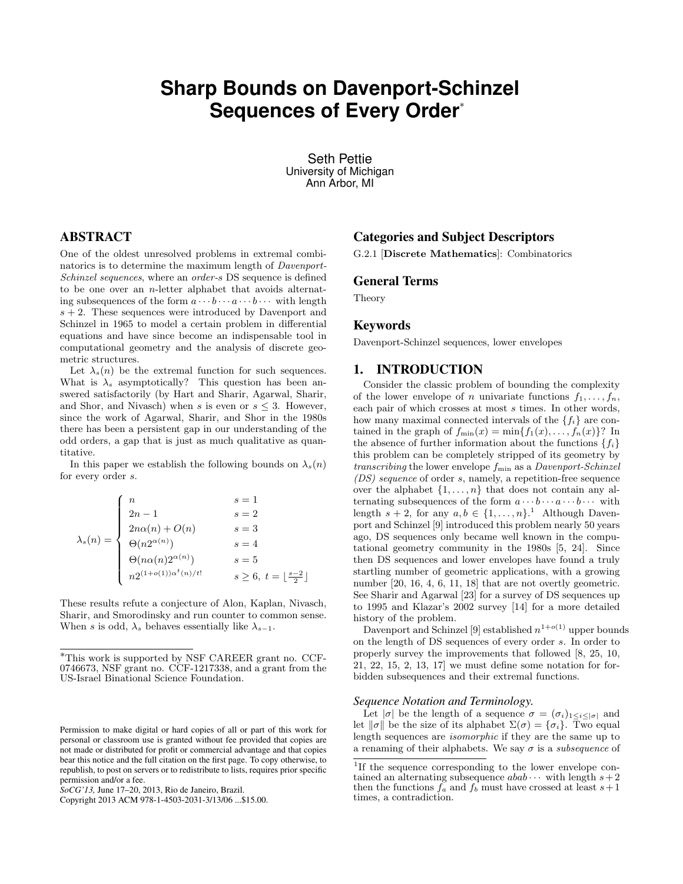# Sharp Bounds on Davenport-Schinzel Sequences of Every Order*

Seth Pettie
University of Michigan
Ann Arbor, MI

## ABSTRACT

One of the oldest unresolved problems in extremal combinatorics is to determine the maximum length of *Davenport-Schinzel sequences*, where an *order-s* DS sequence is defined to be one over an $n$-letter alphabet that avoids alternating subsequences of the form $a \cdots b \cdots a \cdots b \cdots$ with length $s+2$. These sequences were introduced by Davenport and Schinzel in 1965 to model a certain problem in differential equations and have since become an indispensable tool in computational geometry and the analysis of discrete geometric structures.

Let $\lambda_s(n)$ be the extremal function for such sequences. What is $\lambda_s$ asymptotically? This question has been answered satisfactorily (by Hart and Sharir, Agarwal, Sharir, and Shor, and Nivasch) when $s$ is even or $s \le 3$. However, since the work of Agarwal, Sharir, and Shor in the 1980s there has been a persistent gap in our understanding of the odd orders, a gap that is just as much qualitative as quantitative.

In this paper we establish the following bounds on $\lambda_s(n)$ for every order $s$.

$$\lambda_s(n) = \begin{cases} n & s = 1 \\ 2n-1 & s = 2 \\ 2n\alpha(n) + O(n) & s = 3 \\ \Theta(n2^{\alpha(n)}) & s = 4 \\ \Theta(n\alpha(n)2^{\alpha(n)}) & s = 5 \\ n2^{(1+o(1))\alpha^t(n)/t!} & s \ge 6,\ t = \lfloor \frac{s-2}{2} \rfloor \end{cases}$$

These results refute a conjecture of Alon, Kaplan, Nivasch, Sharir, and Smorodinsky and run counter to common sense. When $s$ is odd, $\lambda_s$ behaves essentially like $\lambda_{s-1}$.

*This work is supported by NSF CAREER grant no. CCF-0746673, NSF grant no. CCF-1217338, and a grant from the US-Israel Binational Science Foundation.

Permission to make digital or hard copies of all or part of this work for personal or classroom use is granted without fee provided that copies are not made or distributed for profit or commercial advantage and that copies bear this notice and the full citation on the first page. To copy otherwise, to republish, to post on servers or to redistribute to lists, requires prior specific permission and/or a fee.
*SoCG'13,* June 17–20, 2013, Rio de Janeiro, Brazil.
Copyright 2013 ACM 978-1-4503-2031-3/13/06 ...$15.00.

## Categories and Subject Descriptors

G.2.1 [**Discrete Mathematics**]: Combinatorics

## General Terms

Theory

## Keywords

Davenport-Schinzel sequences, lower envelopes

## 1. INTRODUCTION

Consider the classic problem of bounding the complexity of the lower envelope of $n$ univariate functions $f_1, \ldots, f_n$, each pair of which crosses at most $s$ times. In other words, how many maximal connected intervals of the $\{f_i\}$ are contained in the graph of $f_{\min}(x) = \min\{f_1(x), \ldots, f_n(x)\}$? In the absence of further information about the functions $\{f_i\}$ this problem can be completely stripped of its geometry by *transcribing* the lower envelope $f_{\min}$ as a *Davenport-Schinzel (DS) sequence* of order $s$, namely, a repetition-free sequence over the alphabet $\{1, \ldots, n\}$ that does not contain any alternating subsequences of the form $a \cdots b \cdots a \cdots b \cdots$ with length $s+2$, for any $a, b \in \{1, \ldots, n\}$.[1] Although Davenport and Schinzel [9] introduced this problem nearly 50 years ago, DS sequences only became well known in the computational geometry community in the 1980s [5, 24]. Since then DS sequences and lower envelopes have found a truly startling number of geometric applications, with a growing number [20, 16, 4, 6, 11, 18] that are not overtly geometric. See Sharir and Agarwal [23] for a survey of DS sequences up to 1995 and Klazar's 2002 survey [14] for a more detailed history of the problem.

Davenport and Schinzel [9] established $n^{1+o(1)}$ upper bounds on the length of DS sequences of every order $s$. In order to properly survey the improvements that followed [8, 25, 10, 21, 22, 15, 2, 13, 17] we must define some notation for forbidden subsequences and their extremal functions.

### *Sequence Notation and Terminology.*

Let $|\sigma|$ be the length of a sequence $\sigma = (\sigma_i)_{1 \le i \le |\sigma|}$ and let $\|\sigma\|$ be the size of its alphabet $\Sigma(\sigma) = \{\sigma_i\}$. Two equal length sequences are *isomorphic* if they are the same up to a renaming of their alphabets. We say $\sigma$ is a *subsequence* of

[1]If the sequence corresponding to the lower envelope contained an alternating subsequence $abab\cdots$ with length $s+2$ then the functions $f_a$ and $f_b$ must have crossed at least $s+1$ times, a contradiction.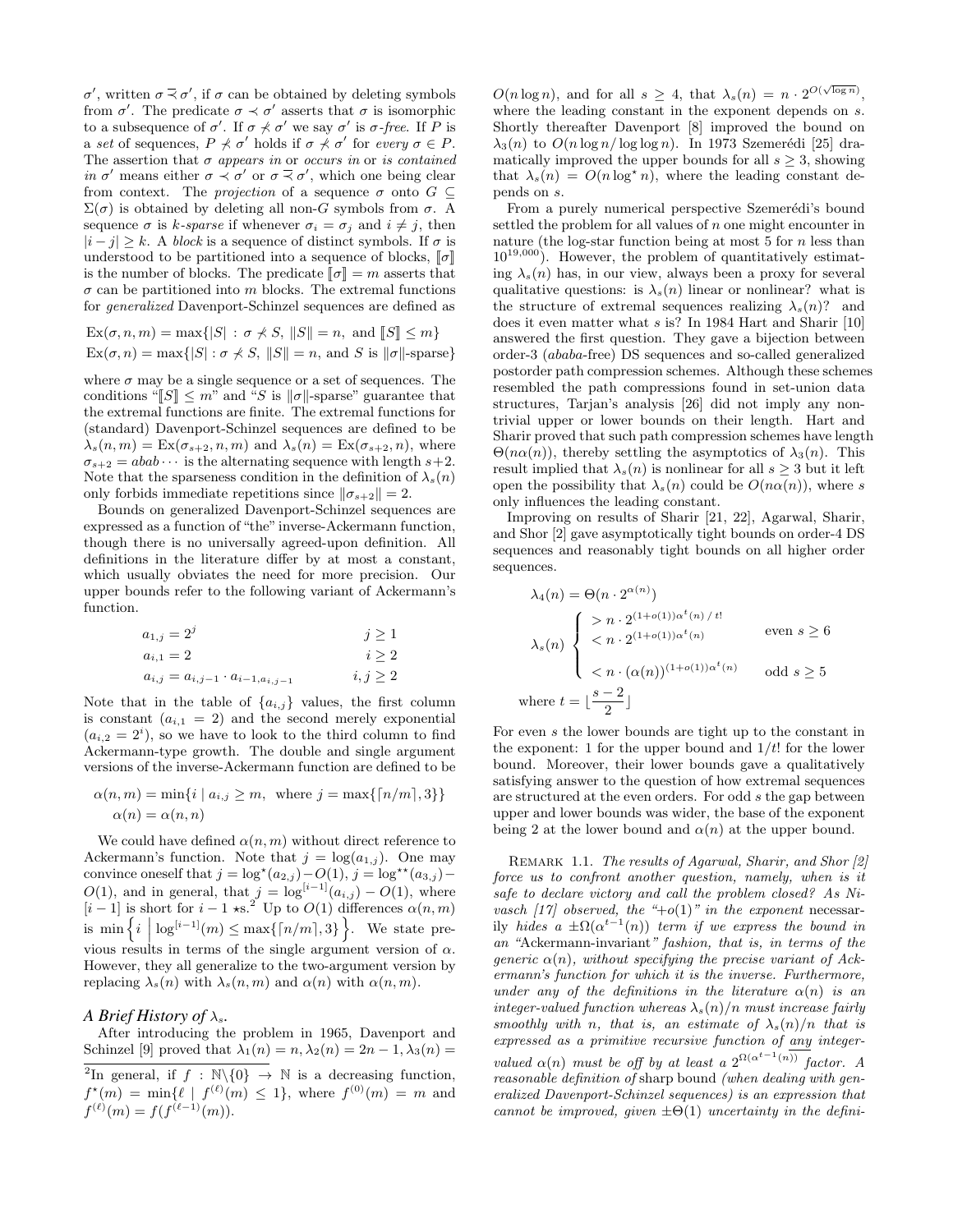$\sigma'$, written $\sigma \,\bar{\prec}\, \sigma'$, if $\sigma$ can be obtained by deleting symbols from $\sigma'$. The predicate $\sigma \prec \sigma'$ asserts that $\sigma$ is isomorphic to a subsequence of $\sigma'$. If $\sigma \not\prec \sigma'$ we say $\sigma'$ is $\sigma$-*free*. If $P$ is a *set* of sequences, $P \not\prec \sigma'$ holds if $\sigma \not\prec \sigma'$ for *every* $\sigma \in P$. The assertion that $\sigma$ *appears in* or *occurs in* or *is contained in* $\sigma'$ means either $\sigma \prec \sigma'$ or $\sigma \,\bar{\prec}\, \sigma'$, which one being clear from context. The *projection* of a sequence $\sigma$ onto $G \subseteq \Sigma(\sigma)$ is obtained by deleting all non-$G$ symbols from $\sigma$. A sequence $\sigma$ is $k$-*sparse* if whenever $\sigma_i = \sigma_j$ and $i \neq j$, then $|i-j| \geq k$. A *block* is a sequence of distinct symbols. If $\sigma$ is understood to be partitioned into a sequence of blocks, $[\![\sigma]\!]$ is the number of blocks. The predicate $[\![\sigma]\!] = m$ asserts that $\sigma$ can be partitioned into $m$ blocks. The extremal functions for *generalized* Davenport-Schinzel sequences are defined as

$$\mathrm{Ex}(\sigma, n, m) = \max\{|S| \,:\, \sigma \not\prec S,\ \|S\| = n,\ \text{and}\ [\![S]\!] \leq m\}$$
$$\mathrm{Ex}(\sigma, n) = \max\{|S| : \sigma \not\prec S,\ \|S\| = n,\ \text{and}\ S \text{ is } \|\sigma\|\text{-sparse}\}$$

where $\sigma$ may be a single sequence or a set of sequences. The conditions "$[\![S]\!] \leq m$" and "$S$ is $\|\sigma\|$-sparse" guarantee that the extremal functions are finite. The extremal functions for (standard) Davenport-Schinzel sequences are defined to be $\lambda_s(n, m) = \mathrm{Ex}(\sigma_{s+2}, n, m)$ and $\lambda_s(n) = \mathrm{Ex}(\sigma_{s+2}, n)$, where $\sigma_{s+2} = abab\cdots$ is the alternating sequence with length $s+2$. Note that the sparseness condition in the definition of $\lambda_s(n)$ only forbids immediate repetitions since $\|\sigma_{s+2}\| = 2$.

Bounds on generalized Davenport-Schinzel sequences are expressed as a function of "the" inverse-Ackermann function, though there is no universally agreed-upon definition. All definitions in the literature differ by at most a constant, which usually obviates the need for more precision. Our upper bounds refer to the following variant of Ackermann's function.

$$\begin{aligned} a_{1,j} &= 2^j & j &\geq 1 \\ a_{i,1} &= 2 & i &\geq 2 \\ a_{i,j} &= a_{i,j-1} \cdot a_{i-1,a_{i,j-1}} & i,j &\geq 2 \end{aligned}$$

Note that in the table of $\{a_{i,j}\}$ values, the first column is constant ($a_{i,1} = 2$) and the second merely exponential ($a_{i,2} = 2^i$), so we have to look to the third column to find Ackermann-type growth. The double and single argument versions of the inverse-Ackermann function are defined to be

$$\alpha(n, m) = \min\{i \mid a_{i,j} \geq m, \text{ where } j = \max\{\lceil n/m \rceil, 3\}\}$$
$$\alpha(n) = \alpha(n, n)$$

We could have defined $\alpha(n, m)$ without direct reference to Ackermann's function. Note that $j = \log(a_{1,j})$. One may convince oneself that $j = \log^\star(a_{2,j}) - O(1)$, $j = \log^{\star\star}(a_{3,j}) - O(1)$, and in general, that $j = \log^{[i-1]}(a_{i,j}) - O(1)$, where $[i-1]$ is short for $i-1$ $\star$s.[2] Up to $O(1)$ differences $\alpha(n,m)$ is $\min\left\{i \;\middle|\; \log^{[i-1]}(m) \leq \max\{\lceil n/m \rceil, 3\}\right\}$. We state previous results in terms of the single argument version of $\alpha$. However, they all generalize to the two-argument version by replacing $\lambda_s(n)$ with $\lambda_s(n, m)$ and $\alpha(n)$ with $\alpha(n, m)$.

### *A Brief History of $\lambda_s$.*

After introducing the problem in 1965, Davenport and Schinzel [9] proved that $\lambda_1(n) = n$, $\lambda_2(n) = 2n-1$, $\lambda_3(n) = O(n \log n)$, and for all $s \geq 4$, that $\lambda_s(n) = n \cdot 2^{O(\sqrt{\log n})}$, where the leading constant in the exponent depends on $s$. Shortly thereafter Davenport [8] improved the bound on $\lambda_3(n)$ to $O(n \log n / \log\log n)$. In 1973 Szemerédi [25] dramatically improved the upper bounds for all $s \geq 3$, showing that $\lambda_s(n) = O(n \log^\star n)$, where the leading constant depends on $s$.

From a purely numerical perspective Szemerédi's bound settled the problem for all values of $n$ one might encounter in nature (the log-star function being at most 5 for $n$ less than $10^{19{,}000}$). However, the problem of quantitatively estimating $\lambda_s(n)$ has, in our view, always been a proxy for several qualitative questions: is $\lambda_s(n)$ linear or nonlinear? what is the structure of extremal sequences realizing $\lambda_s(n)$? and does it even matter what $s$ is? In 1984 Hart and Sharir [10] answered the first question. They gave a bijection between order-3 (*ababa*-free) DS sequences and so-called generalized postorder path compression schemes. Although these schemes resembled the path compressions found in set-union data structures, Tarjan's analysis [26] did not imply any nontrivial upper or lower bounds on their length. Hart and Sharir proved that such path compression schemes have length $\Theta(n\alpha(n))$, thereby settling the asymptotics of $\lambda_3(n)$. This result implied that $\lambda_s(n)$ is nonlinear for all $s \geq 3$ but it left open the possibility that $\lambda_s(n)$ could be $O(n\alpha(n))$, where $s$ only influences the leading constant.

Improving on results of Sharir [21, 22], Agarwal, Sharir, and Shor [2] gave asymptotically tight bounds on order-4 DS sequences and reasonably tight bounds on all higher order sequences.

$$\lambda_4(n) = \Theta(n \cdot 2^{\alpha(n)})$$
$$\lambda_s(n) \begin{cases} > n \cdot 2^{(1+o(1))\alpha^t(n)\,/\,t!} & \\ < n \cdot 2^{(1+o(1))\alpha^t(n)} & \text{even } s \geq 6 \\ & \\ < n \cdot (\alpha(n))^{(1+o(1))\alpha^t(n)} & \text{odd } s \geq 5 \end{cases}$$
$$\text{where } t = \lfloor \frac{s-2}{2} \rfloor$$

For even $s$ the lower bounds are tight up to the constant in the exponent: 1 for the upper bound and $1/t!$ for the lower bound. Moreover, their lower bounds gave a qualitatively satisfying answer to the question of how extremal sequences are structured at the even orders. For odd $s$ the gap between upper and lower bounds was wider, the base of the exponent being 2 at the lower bound and $\alpha(n)$ at the upper bound.

Remark 1.1. *The results of Agarwal, Sharir, and Shor [2] force us to confront another question, namely, when is it safe to declare victory and call the problem closed? As Nivasch [17] observed, the "$+o(1)$" in the exponent necessarily hides a $\pm\Omega(\alpha^{t-1}(n))$ term if we express the bound in an "*Ackermann-invariant*" fashion, that is, in terms of the generic $\alpha(n)$, without specifying the precise variant of Ackermann's function for which it is the inverse. Furthermore, under any of the definitions in the literature $\alpha(n)$ is an integer-valued function whereas $\lambda_s(n)/n$ must increase fairly smoothly with $n$, that is, an estimate of $\lambda_s(n)/n$ that is expressed as a primitive recursive function of* <u>any</u> *integer-valued $\alpha(n)$ must be off by at least a $2^{\Omega(\alpha^{t-1}(n))}$ factor. A reasonable definition of* sharp bound *(when dealing with generalized Davenport-Schinzel sequences) is an expression that cannot be improved, given $\pm\Theta(1)$ uncertainty in the defini-*

---

[2] In general, if $f : \mathbb{N}\backslash\{0\} \to \mathbb{N}$ is a decreasing function, $f^\star(m) = \min\{\ell \mid f^{(\ell)}(m) \leq 1\}$, where $f^{(0)}(m) = m$ and $f^{(\ell)}(m) = f(f^{(\ell-1)}(m))$.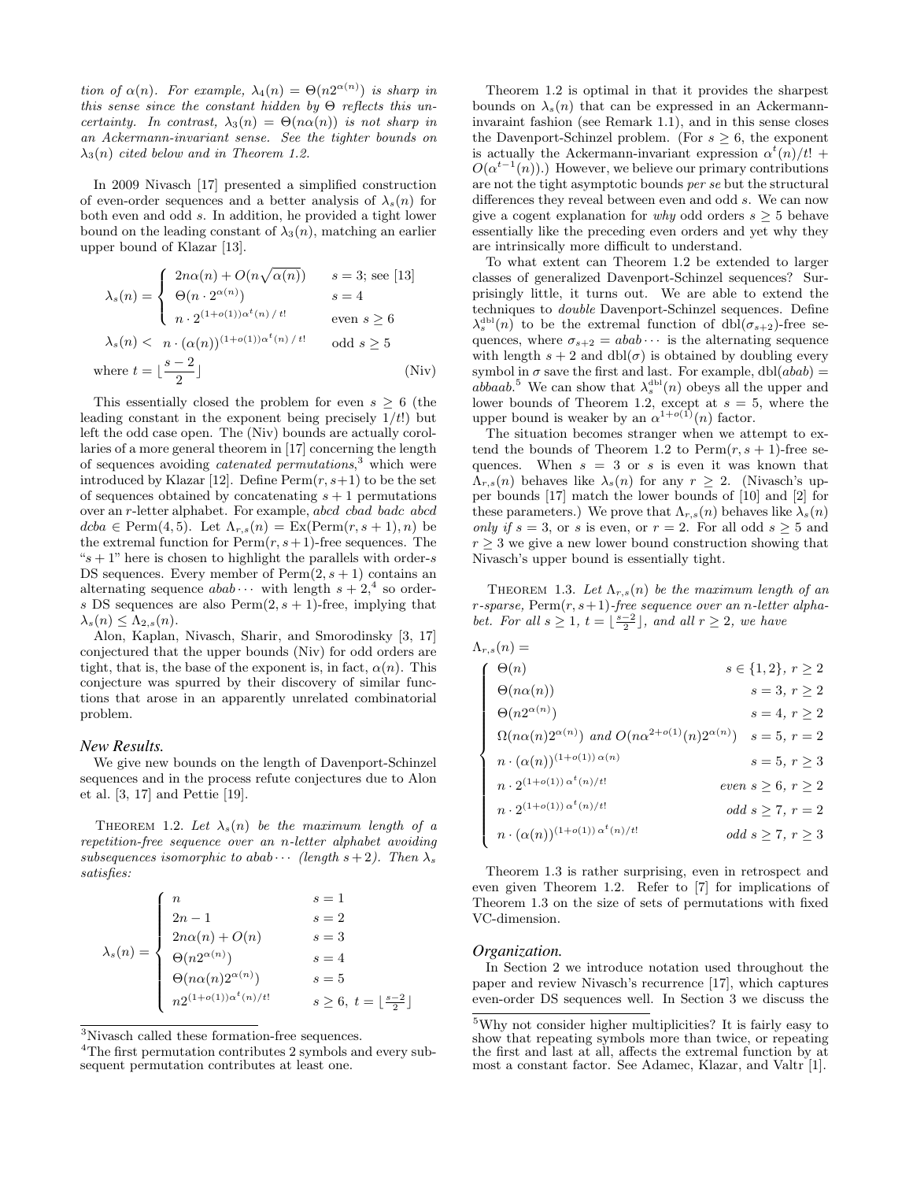*tion of $\alpha(n)$. For example, $\lambda_4(n) = \Theta(n2^{\alpha(n)})$ is sharp in this sense since the constant hidden by $\Theta$ reflects this uncertainty. In contrast, $\lambda_3(n) = \Theta(n\alpha(n))$ is not sharp in an Ackermann-invariant sense. See the tighter bounds on $\lambda_3(n)$ cited below and in Theorem 1.2.*

In 2009 Nivasch [17] presented a simplified construction of even-order sequences and a better analysis of $\lambda_s(n)$ for both even and odd $s$. In addition, he provided a tight lower bound on the leading constant of $\lambda_3(n)$, matching an earlier upper bound of Klazar [13].

$$
\lambda_s(n) = \begin{cases} 2n\alpha(n) + O(n\sqrt{\alpha(n)}) & s = 3;\ \text{see [13]} \\ \Theta(n \cdot 2^{\alpha(n)}) & s = 4 \\ n \cdot 2^{(1+o(1))\alpha^t(n)\,/\,t!} & \text{even } s \geq 6 \end{cases}
$$

$$
\lambda_s(n) < \ n \cdot (\alpha(n))^{(1+o(1))\alpha^t(n)\,/\,t!} \qquad \text{odd } s \geq 5
$$

$$
\text{where } t = \lfloor \frac{s-2}{2} \rfloor \qquad \text{(Niv)}
$$

This essentially closed the problem for even $s \geq 6$ (the leading constant in the exponent being precisely $1/t!$) but left the odd case open. The (Niv) bounds are actually corollaries of a more general theorem in [17] concerning the length of sequences avoiding *catenated permutations*,[3] which were introduced by Klazar [12]. Define $\text{Perm}(r, s+1)$ to be the set of sequences obtained by concatenating $s+1$ permutations over an $r$-letter alphabet. For example, $abcd\ cbad\ badc\ abcd\ dcba \in \text{Perm}(4,5)$. Let $\Lambda_{r,s}(n) = \text{Ex}(\text{Perm}(r,s+1), n)$ be the extremal function for $\text{Perm}(r, s+1)$-free sequences. The "$s+1$" here is chosen to highlight the parallels with order-$s$ DS sequences. Every member of $\text{Perm}(2, s+1)$ contains an alternating sequence $abab\cdots$ with length $s+2$,[4] so order-$s$ DS sequences are also $\text{Perm}(2, s+1)$-free, implying that $\lambda_s(n) \leq \Lambda_{2,s}(n)$.

Alon, Kaplan, Nivasch, Sharir, and Smorodinsky [3, 17] conjectured that the upper bounds (Niv) for odd orders are tight, that is, the base of the exponent is, in fact, $\alpha(n)$. This conjecture was spurred by their discovery of similar functions that arose in an apparently unrelated combinatorial problem.

### *New Results.*

We give new bounds on the length of Davenport-Schinzel sequences and in the process refute conjectures due to Alon et al. [3, 17] and Pettie [19].

Theorem 1.2. *Let $\lambda_s(n)$ be the maximum length of a repetition-free sequence over an $n$-letter alphabet avoiding subsequences isomorphic to $abab\cdots$ (length $s+2$). Then $\lambda_s$ satisfies:*

$$
\lambda_s(n) = \begin{cases} n & s = 1 \\ 2n - 1 & s = 2 \\ 2n\alpha(n) + O(n) & s = 3 \\ \Theta(n2^{\alpha(n)}) & s = 4 \\ \Theta(n\alpha(n)2^{\alpha(n)}) & s = 5 \\ n2^{(1+o(1))\alpha^t(n)/t!} & s \geq 6,\ t = \lfloor \frac{s-2}{2} \rfloor \end{cases}
$$

Theorem 1.2 is optimal in that it provides the sharpest bounds on $\lambda_s(n)$ that can be expressed in an Ackermann-invaraint fashion (see Remark 1.1), and in this sense closes the Davenport-Schinzel problem. (For $s \geq 6$, the exponent is actually the Ackermann-invariant expression $\alpha^t(n)/t! + O(\alpha^{t-1}(n))$.) However, we believe our primary contributions are not the tight asymptotic bounds *per se* but the structural differences they reveal between even and odd $s$. We can now give a cogent explanation for *why* odd orders $s \geq 5$ behave essentially like the preceding even orders and yet why they are intrinsically more difficult to understand.

To what extent can Theorem 1.2 be extended to larger classes of generalized Davenport-Schinzel sequences? Surprisingly little, it turns out. We are able to extend the techniques to *double* Davenport-Schinzel sequences. Define $\lambda_s^{\text{dbl}}(n)$ to be the extremal function of $\text{dbl}(\sigma_{s+2})$-free sequences, where $\sigma_{s+2} = abab\cdots$ is the alternating sequence with length $s+2$ and $\text{dbl}(\sigma)$ is obtained by doubling every symbol in $\sigma$ save the first and last. For example, $\text{dbl}(abab) = abbaab$.[5] We can show that $\lambda_s^{\text{dbl}}(n)$ obeys all the upper and lower bounds of Theorem 1.2, except at $s = 5$, where the upper bound is weaker by an $\alpha^{1+o(1)}(n)$ factor.

The situation becomes stranger when we attempt to extend the bounds of Theorem 1.2 to $\text{Perm}(r, s+1)$-free sequences. When $s = 3$ or $s$ is even it was known that $\Lambda_{r,s}(n)$ behaves like $\lambda_s(n)$ for any $r \geq 2$. (Nivasch's upper bounds [17] match the lower bounds of [10] and [2] for these parameters.) We prove that $\Lambda_{r,s}(n)$ behaves like $\lambda_s(n)$ *only if* $s = 3$, or $s$ is even, or $r = 2$. For all odd $s \geq 5$ and $r \geq 3$ we give a new lower bound construction showing that Nivasch's upper bound is essentially tight.

Theorem 1.3. *Let $\Lambda_{r,s}(n)$ be the maximum length of an $r$-sparse, $\text{Perm}(r, s+1)$-free sequence over an $n$-letter alphabet. For all $s \geq 1$, $t = \lfloor \frac{s-2}{2} \rfloor$, and all $r \geq 2$, we have*

$$
\Lambda_{r,s}(n) = \begin{cases} \Theta(n) & s \in \{1,2\},\ r \geq 2 \\ \Theta(n\alpha(n)) & s = 3,\ r \geq 2 \\ \Theta(n2^{\alpha(n)}) & s = 4,\ r \geq 2 \\ \Omega(n\alpha(n)2^{\alpha(n)}) \text{ and } O(n\alpha^{2+o(1)}(n)2^{\alpha(n)}) & s = 5,\ r = 2 \\ n \cdot (\alpha(n))^{(1+o(1))\,\alpha(n)} & s = 5,\ r \geq 3 \\ n \cdot 2^{(1+o(1))\,\alpha^t(n)/t!} & \text{even } s \geq 6,\ r \geq 2 \\ n \cdot 2^{(1+o(1))\,\alpha^t(n)/t!} & \text{odd } s \geq 7,\ r = 2 \\ n \cdot (\alpha(n))^{(1+o(1))\,\alpha^t(n)/t!} & \text{odd } s \geq 7,\ r \geq 3 \end{cases}
$$

Theorem 1.3 is rather surprising, even in retrospect and even given Theorem 1.2. Refer to [7] for implications of Theorem 1.3 on the size of sets of permutations with fixed VC-dimension.

### *Organization.*

In Section 2 we introduce notation used throughout the paper and review Nivasch's recurrence [17], which captures even-order DS sequences well. In Section 3 we discuss the

---

[3] Nivasch called these formation-free sequences.

[4] The first permutation contributes 2 symbols and every subsequent permutation contributes at least one.

[5] Why not consider higher multiplicities? It is fairly easy to show that repeating symbols more than twice, or repeating the first and last at all, affects the extremal function by at most a constant factor. See Adamec, Klazar, and Valtr [1].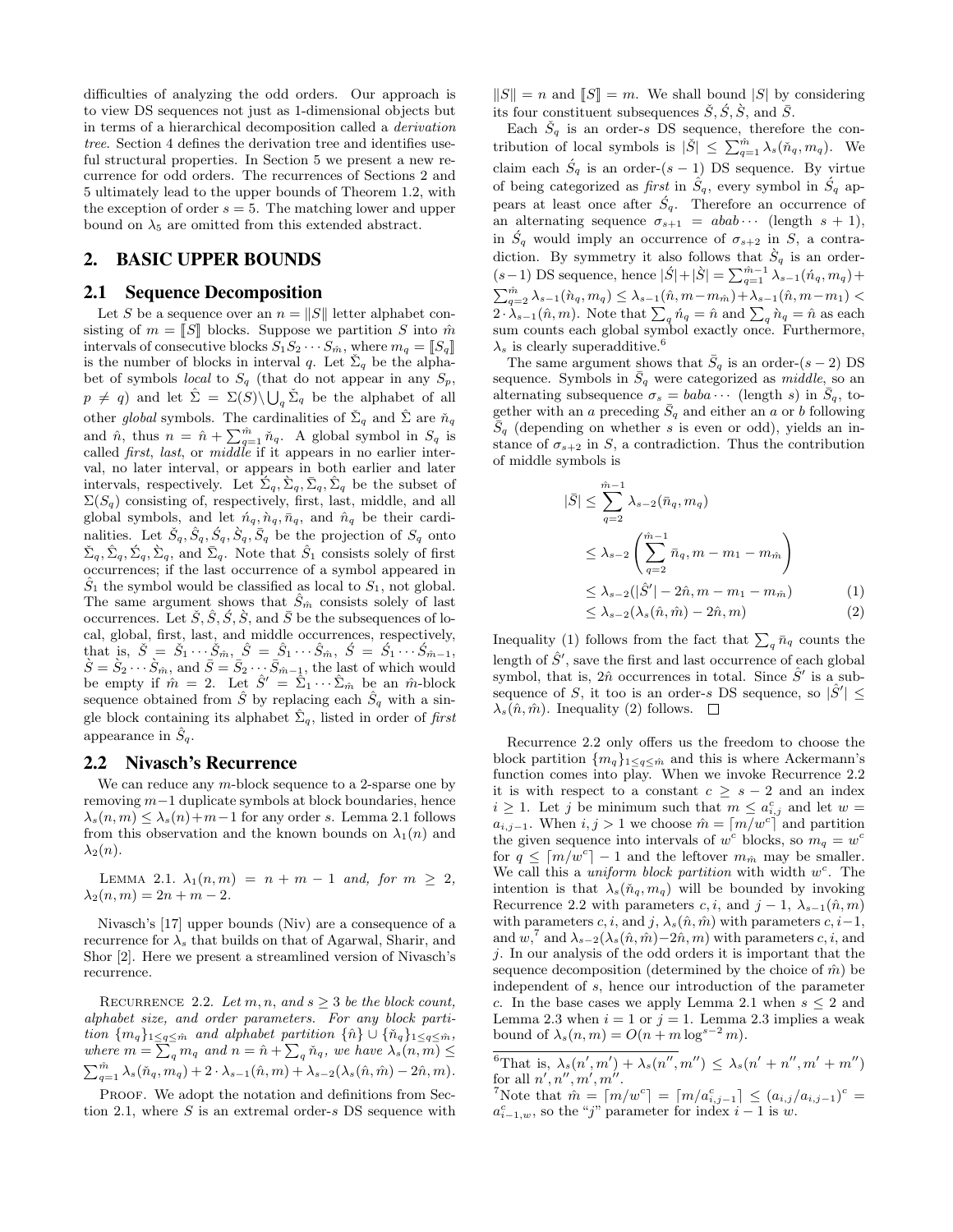difficulties of analyzing the odd orders. Our approach is to view DS sequences not just as 1-dimensional objects but in terms of a hierarchical decomposition called a *derivation tree*. Section 4 defines the derivation tree and identifies useful structural properties. In Section 5 we present a new recurrence for odd orders. The recurrences of Sections 2 and 5 ultimately lead to the upper bounds of Theorem 1.2, with the exception of order $s = 5$. The matching lower and upper bound on $\lambda_5$ are omitted from this extended abstract.

## 2. BASIC UPPER BOUNDS

### 2.1 Sequence Decomposition

Let $S$ be a sequence over an $n = \|S\|$ letter alphabet consisting of $m = [\![S]\!]$ blocks. Suppose we partition $S$ into $\hat{m}$ intervals of consecutive blocks $S_1 S_2 \cdots S_{\hat{m}}$, where $m_q = [\![S_q]\!]$ is the number of blocks in interval $q$. Let $\check{\Sigma}_q$ be the alphabet of symbols *local* to $S_q$ (that do not appear in any $S_p$, $p \neq q$) and let $\hat{\Sigma} = \Sigma(S) \backslash \bigcup_q \check{\Sigma}_q$ be the alphabet of all other *global* symbols. The cardinalities of $\check{\Sigma}_q$ and $\hat{\Sigma}$ are $\check{n}_q$ and $\hat{n}$, thus $n = \hat{n} + \sum_{q=1}^{\hat{m}} \check{n}_q$. A global symbol in $S_q$ is called *first*, *last*, or *middle* if it appears in no earlier interval, no later interval, or appears in both earlier and later intervals, respectively. Let $\acute{\Sigma}_q, \grave{\Sigma}_q, \bar{\Sigma}_q, \hat{\Sigma}_q$ be the subset of $\Sigma(S_q)$ consisting of, respectively, first, last, middle, and all global symbols, and let $\acute{n}_q, \grave{n}_q, \bar{n}_q$, and $\hat{n}_q$ be their cardinalities. Let $\check{S}_q, \hat{S}_q, \acute{S}_q, \grave{S}_q, \bar{S}_q$ be the projection of $S_q$ onto $\check{\Sigma}_q, \hat{\Sigma}_q, \acute{\Sigma}_q, \grave{\Sigma}_q$, and $\bar{\Sigma}_q$. Note that $\hat{S}_1$ consists solely of first occurrences; if the last occurrence of a symbol appeared in $\hat{S}_1$ the symbol would be classified as local to $S_1$, not global. The same argument shows that $\hat{S}_{\hat{m}}$ consists solely of last occurrences. Let $\check{S}, \hat{S}, \acute{S}, \grave{S}$, and $\bar{S}$ be the subsequences of local, global, first, last, and middle occurrences, respectively, that is, $\check{S} = \check{S}_1 \cdots \check{S}_{\hat{m}}$, $\hat{S} = \hat{S}_1 \cdots \hat{S}_{\hat{m}}$, $\acute{S} = \acute{S}_1 \cdots \acute{S}_{\hat{m}-1}$, $\grave{S} = \grave{S}_2 \cdots \grave{S}_{\hat{m}}$, and $\bar{S} = \bar{S}_2 \cdots \bar{S}_{\hat{m}-1}$, the last of which would be empty if $\hat{m} = 2$. Let $\hat{S}' = \hat{\Sigma}_1 \cdots \hat{\Sigma}_{\hat{m}}$ be an $\hat{m}$-block sequence obtained from $\hat{S}$ by replacing each $\hat{S}_q$ with a single block containing its alphabet $\hat{\Sigma}_q$, listed in order of *first* appearance in $\hat{S}_q$.

### 2.2 Nivasch's Recurrence

We can reduce any $m$-block sequence to a 2-sparse one by removing $m-1$ duplicate symbols at block boundaries, hence $\lambda_s(n, m) \leq \lambda_s(n) + m - 1$ for any order $s$. Lemma 2.1 follows from this observation and the known bounds on $\lambda_1(n)$ and $\lambda_2(n)$.

LEMMA 2.1. *$\lambda_1(n, m) = n + m - 1$ and, for $m \geq 2$, $\lambda_2(n, m) = 2n + m - 2$.*

Nivasch's [17] upper bounds (Niv) are a consequence of a recurrence for $\lambda_s$ that builds on that of Agarwal, Sharir, and Shor [2]. Here we present a streamlined version of Nivasch's recurrence.

RECURRENCE 2.2. *Let $m, n$, and $s \geq 3$ be the block count, alphabet size, and order parameters. For any block partition $\{m_q\}_{1 \leq q \leq \hat{m}}$ and alphabet partition $\{\hat{n}\} \cup \{\check{n}_q\}_{1 \leq q \leq \hat{m}}$, where $m = \sum_q m_q$ and $n = \hat{n} + \sum_q \check{n}_q$, we have $\lambda_s(n, m) \leq \sum_{q=1}^{\hat{m}} \lambda_s(\check{n}_q, m_q) + 2 \cdot \lambda_{s-1}(\hat{n}, m) + \lambda_{s-2}(\lambda_s(\hat{n}, \hat{m}) - 2\hat{n}, m)$.*

PROOF. We adopt the notation and definitions from Section 2.1, where $S$ is an extremal order-$s$ DS sequence with $\|S\| = n$ and $[\![S]\!] = m$. We shall bound $|S|$ by considering its four constituent subsequences $\check{S}, \acute{S}, \grave{S}$, and $\bar{S}$.

Each $\check{S}_q$ is an order-$s$ DS sequence, therefore the contribution of local symbols is $|\check{S}| \leq \sum_{q=1}^{\hat{m}} \lambda_s(\check{n}_q, m_q)$. We claim each $\acute{S}_q$ is an order-$(s-1)$ DS sequence. By virtue of being categorized as *first* in $\hat{S}_q$, every symbol in $\acute{S}_q$ appears at least once after $\acute{S}_q$. Therefore an occurrence of an alternating sequence $\sigma_{s+1} = abab\cdots$ (length $s+1$), in $\acute{S}_q$ would imply an occurrence of $\sigma_{s+2}$ in $S$, a contradiction. By symmetry it also follows that $\grave{S}_q$ is an order-$(s-1)$ DS sequence, hence $|\acute{S}| + |\grave{S}| = \sum_{q=1}^{\hat{m}-1} \lambda_{s-1}(\acute{n}_q, m_q) + \sum_{q=2}^{\hat{m}} \lambda_{s-1}(\grave{n}_q, m_q) \leq \lambda_{s-1}(\hat{n}, m - m_{\hat{m}}) + \lambda_{s-1}(\hat{n}, m - m_1) < 2 \cdot \lambda_{s-1}(\hat{n}, m)$. Note that $\sum_q \acute{n}_q = \hat{n}$ and $\sum_q \grave{n}_q = \hat{n}$ as each sum counts each global symbol exactly once. Furthermore, $\lambda_s$ is clearly superadditive.[6]

The same argument shows that $\bar{S}_q$ is an order-$(s-2)$ DS sequence. Symbols in $\bar{S}_q$ were categorized as *middle*, so an alternating subsequence $\sigma_s = baba\cdots$ (length $s$) in $\bar{S}_q$, together with an $a$ preceding $\bar{S}_q$ and either an $a$ or $b$ following $\bar{S}_q$ (depending on whether $s$ is even or odd), yields an instance of $\sigma_{s+2}$ in $S$, a contradiction. Thus the contribution of middle symbols is

$$
\begin{aligned}
|\bar{S}| &\leq \sum_{q=2}^{\hat{m}-1} \lambda_{s-2}(\bar{n}_q, m_q) \\
&\leq \lambda_{s-2}\left( \sum_{q=2}^{\hat{m}-1} \bar{n}_q, m - m_1 - m_{\hat{m}} \right) \\
&\leq \lambda_{s-2}(|\hat{S}'| - 2\hat{n}, m - m_1 - m_{\hat{m}}) \qquad (1) \\
&\leq \lambda_{s-2}(\lambda_s(\hat{n}, \hat{m}) - 2\hat{n}, m) \qquad (2)
\end{aligned}
$$

Inequality (1) follows from the fact that $\sum_q \bar{n}_q$ counts the length of $\hat{S}'$, save the first and last occurrence of each global symbol, that is, $2\hat{n}$ occurrences in total. Since $\hat{S}'$ is a subsequence of $S$, it too is an order-$s$ DS sequence, so $|\hat{S}'| \leq \lambda_s(\hat{n}, \hat{m})$. Inequality (2) follows. $\square$

Recurrence 2.2 only offers us the freedom to choose the block partition $\{m_q\}_{1 \leq q \leq \hat{m}}$ and this is where Ackermann's function comes into play. When we invoke Recurrence 2.2 it is with respect to a constant $c \geq s - 2$ and an index $i \geq 1$. Let $j$ be minimum such that $m \leq a_{i,j}^c$ and let $w = a_{i,j-1}$. When $i, j > 1$ we choose $\hat{m} = \lceil m/w^c \rceil$ and partition the given sequence into intervals of $w^c$ blocks, so $m_q = w^c$ for $q \leq \lceil m/w^c \rceil - 1$ and the leftover $m_{\hat{m}}$ may be smaller. We call this a *uniform block partition* with width $w^c$. The intention is that $\lambda_s(\check{n}_q, m_q)$ will be bounded by invoking Recurrence 2.2 with parameters $c, i$, and $j-1$, $\lambda_{s-1}(\hat{n}, m)$ with parameters $c, i$, and $j$, $\lambda_s(\hat{n}, \hat{m})$ with parameters $c, i-1$, and $w$,[7] and $\lambda_{s-2}(\lambda_s(\hat{n}, \hat{m}) - 2\hat{n}, m)$ with parameters $c, i$, and $j$. In our analysis of the odd orders it is important that the sequence decomposition (determined by the choice of $\hat{m}$) be independent of $s$, hence our introduction of the parameter $c$. In the base cases we apply Lemma 2.1 when $s \leq 2$ and Lemma 2.3 when $i = 1$ or $j = 1$. Lemma 2.3 implies a weak bound of $\lambda_s(n, m) = O(n + m \log^{s-2} m)$.

---

[6] That is, $\lambda_s(n', m') + \lambda_s(n'', m'') \leq \lambda_s(n' + n'', m' + m'')$ for all $n', n'', m', m''$.

[7] Note that $\hat{m} = \lceil m/w^c \rceil = \lceil m/a_{i,j-1}^c \rceil \leq (a_{i,j}/a_{i,j-1})^c = a_{i-1,w}^c$, so the "$j$" parameter for index $i-1$ is $w$.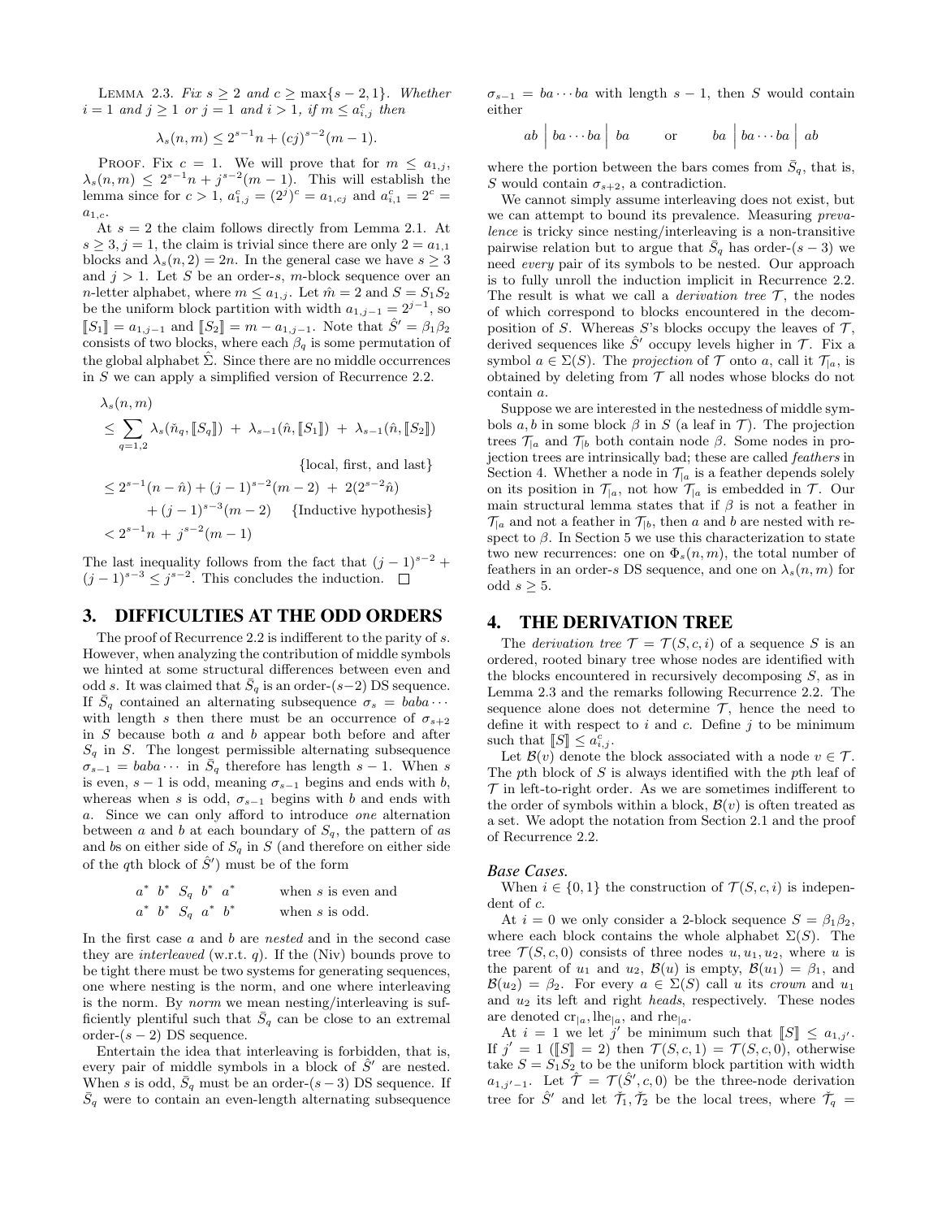LEMMA 2.3. *Fix $s \geq 2$ and $c \geq \max\{s-2, 1\}$. Whether $i = 1$ and $j \geq 1$ or $j = 1$ and $i > 1$, if $m \leq a^c_{i,j}$ then*

$$\lambda_s(n, m) \leq 2^{s-1}n + (cj)^{s-2}(m-1).$$

PROOF. Fix $c = 1$. We will prove that for $m \leq a_{1,j}$, $\lambda_s(n, m) \leq 2^{s-1}n + j^{s-2}(m-1)$. This will establish the lemma since for $c > 1$, $a^c_{1,j} = (2^j)^c = a_{1,cj}$ and $a^c_{i,1} = 2^c = a_{1,c}$.

At $s = 2$ the claim follows directly from Lemma 2.1. At $s \geq 3, j = 1$, the claim is trivial since there are only $2 = a_{1,1}$ blocks and $\lambda_s(n, 2) = 2n$. In the general case we have $s \geq 3$ and $j > 1$. Let $S$ be an order-$s$, $m$-block sequence over an $n$-letter alphabet, where $m \leq a_{1,j}$. Let $\hat{m} = 2$ and $S = S_1S_2$ be the uniform block partition with width $a_{1,j-1} = 2^{j-1}$, so $[\![S_1]\!] = a_{1,j-1}$ and $[\![S_2]\!] = m - a_{1,j-1}$. Note that $\hat{S}' = \beta_1\beta_2$ consists of two blocks, where each $\beta_q$ is some permutation of the global alphabet $\hat{\Sigma}$. Since there are no middle occurrences in $S$ we can apply a simplified version of Recurrence 2.2.

$$\begin{aligned}
&\lambda_s(n, m) \\
&\leq \sum_{q=1,2} \lambda_s(\check{n}_q, [\![S_q]\!]) \;+\; \lambda_{s-1}(\hat{n}, [\![S_1]\!]) \;+\; \lambda_{s-1}(\hat{n}, [\![S_2]\!]) \\
&\qquad\qquad\qquad\qquad\qquad\qquad \{\text{local, first, and last}\} \\
&\leq 2^{s-1}(n - \hat{n}) + (j-1)^{s-2}(m-2) \;+\; 2(2^{s-2}\hat{n}) \\
&\qquad + (j-1)^{s-3}(m-2) \quad \{\text{Inductive hypothesis}\} \\
&< 2^{s-1}n \;+\; j^{s-2}(m-1)
\end{aligned}$$

The last inequality follows from the fact that $(j-1)^{s-2} + (j-1)^{s-3} \leq j^{s-2}$. This concludes the induction. $\square$

## 3. DIFFICULTIES AT THE ODD ORDERS

The proof of Recurrence 2.2 is indifferent to the parity of $s$. However, when analyzing the contribution of middle symbols we hinted at some structural differences between even and odd $s$. It was claimed that $\bar{S}_q$ is an order-$(s-2)$ DS sequence. If $\bar{S}_q$ contained an alternating subsequence $\sigma_s = baba\cdots$ with length $s$ then there must be an occurrence of $\sigma_{s+2}$ in $S$ because both $a$ and $b$ appear both before and after $S_q$ in $S$. The longest permissible alternating subsequence $\sigma_{s-1} = baba\cdots$ in $\bar{S}_q$ therefore has length $s-1$. When $s$ is even, $s-1$ is odd, meaning $\sigma_{s-1}$ begins and ends with $b$, whereas when $s$ is odd, $\sigma_{s-1}$ begins with $b$ and ends with $a$. Since we can only afford to introduce *one* alternation between $a$ and $b$ at each boundary of $S_q$, the pattern of $a$s and $b$s on either side of $S_q$ in $S$ (and therefore on either side of the $q$th block of $\hat{S}'$) must be of the form

$$\begin{aligned}
&a^*\ b^*\ S_q\ b^*\ a^* && \text{when } s \text{ is even and} \\
&a^*\ b^*\ S_q\ a^*\ b^* && \text{when } s \text{ is odd.}
\end{aligned}$$

In the first case $a$ and $b$ are *nested* and in the second case they are *interleaved* (w.r.t. $q$). If the (Niv) bounds prove to be tight there must be two systems for generating sequences, one where nesting is the norm, and one where interleaving is the norm. By *norm* we mean nesting/interleaving is sufficiently plentiful such that $\bar{S}_q$ can be close to an extremal order-$(s-2)$ DS sequence.

Entertain the idea that interleaving is forbidden, that is, every pair of middle symbols in a block of $\hat{S}'$ are nested. When $s$ is odd, $\bar{S}_q$ must be an order-$(s-3)$ DS sequence. If $\bar{S}_q$ were to contain an even-length alternating subsequence $\sigma_{s-1} = ba\cdots ba$ with length $s-1$, then $S$ would contain either

$$ab \;\Big|\; ba\cdots ba \;\Big|\; ba \qquad \text{or} \qquad ba \;\Big|\; ba\cdots ba \;\Big|\; ab$$

where the portion between the bars comes from $\bar{S}_q$, that is, $S$ would contain $\sigma_{s+2}$, a contradiction.

We cannot simply assume interleaving does not exist, but we can attempt to bound its prevalence. Measuring *prevalence* is tricky since nesting/interleaving is a non-transitive pairwise relation but to argue that $\bar{S}_q$ has order-$(s-3)$ we need *every* pair of its symbols to be nested. Our approach is to fully unroll the induction implicit in Recurrence 2.2. The result is what we call a *derivation tree* $\mathcal{T}$, the nodes of which correspond to blocks encountered in the decomposition of $S$. Whereas $S$'s blocks occupy the leaves of $\mathcal{T}$, derived sequences like $\hat{S}'$ occupy levels higher in $\mathcal{T}$. Fix a symbol $a \in \Sigma(S)$. The *projection* of $\mathcal{T}$ onto $a$, call it $\mathcal{T}_{|a}$, is obtained by deleting from $\mathcal{T}$ all nodes whose blocks do not contain $a$.

Suppose we are interested in the nestedness of middle symbols $a, b$ in some block $\beta$ in $S$ (a leaf in $\mathcal{T}$). The projection trees $\mathcal{T}_{|a}$ and $\mathcal{T}_{|b}$ both contain node $\beta$. Some nodes in projection trees are intrinsically bad; these are called *feathers* in Section 4. Whether a node in $\mathcal{T}_{|a}$ is a feather depends solely on its position in $\mathcal{T}_{|a}$, not how $\mathcal{T}_{|a}$ is embedded in $\mathcal{T}$. Our main structural lemma states that if $\beta$ is not a feather in $\mathcal{T}_{|a}$ and not a feather in $\mathcal{T}_{|b}$, then $a$ and $b$ are nested with respect to $\beta$. In Section 5 we use this characterization to state two new recurrences: one on $\Phi_s(n, m)$, the total number of feathers in an order-$s$ DS sequence, and one on $\lambda_s(n, m)$ for odd $s \geq 5$.

## 4. THE DERIVATION TREE

The *derivation tree* $\mathcal{T} = \mathcal{T}(S, c, i)$ of a sequence $S$ is an ordered, rooted binary tree whose nodes are identified with the blocks encountered in recursively decomposing $S$, as in Lemma 2.3 and the remarks following Recurrence 2.2. The sequence alone does not determine $\mathcal{T}$, hence the need to define it with respect to $i$ and $c$. Define $j$ to be minimum such that $[\![S]\!] \leq a^c_{i,j}$.

Let $\mathcal{B}(v)$ denote the block associated with a node $v \in \mathcal{T}$. The $p$th block of $S$ is always identified with the $p$th leaf of $\mathcal{T}$ in left-to-right order. As we are sometimes indifferent to the order of symbols within a block, $\mathcal{B}(v)$ is often treated as a set. We adopt the notation from Section 2.1 and the proof of Recurrence 2.2.

### Base Cases.

When $i \in \{0, 1\}$ the construction of $\mathcal{T}(S, c, i)$ is independent of $c$.

At $i = 0$ we only consider a 2-block sequence $S = \beta_1\beta_2$, where each block contains the whole alphabet $\Sigma(S)$. The tree $\mathcal{T}(S, c, 0)$ consists of three nodes $u, u_1, u_2$, where $u$ is the parent of $u_1$ and $u_2$, $\mathcal{B}(u)$ is empty, $\mathcal{B}(u_1) = \beta_1$, and $\mathcal{B}(u_2) = \beta_2$. For every $a \in \Sigma(S)$ call $u$ its *crown* and $u_1$ and $u_2$ its left and right *heads*, respectively. These nodes are denoted $\mathrm{cr}_{|a}$, $\mathrm{lhe}_{|a}$, and $\mathrm{rhe}_{|a}$.

At $i = 1$ we let $j'$ be minimum such that $[\![S]\!] \leq a_{1,j'}$. If $j' = 1$ ($[\![S]\!] = 2$) then $\mathcal{T}(S, c, 1) = \mathcal{T}(S, c, 0)$, otherwise take $S = S_1S_2$ to be the uniform block partition with width $a_{1,j'-1}$. Let $\hat{\mathcal{T}} = \mathcal{T}(\hat{S}', c, 0)$ be the three-node derivation tree for $\hat{S}'$ and let $\check{\mathcal{T}}_1, \check{\mathcal{T}}_2$ be the local trees, where $\check{\mathcal{T}}_q =$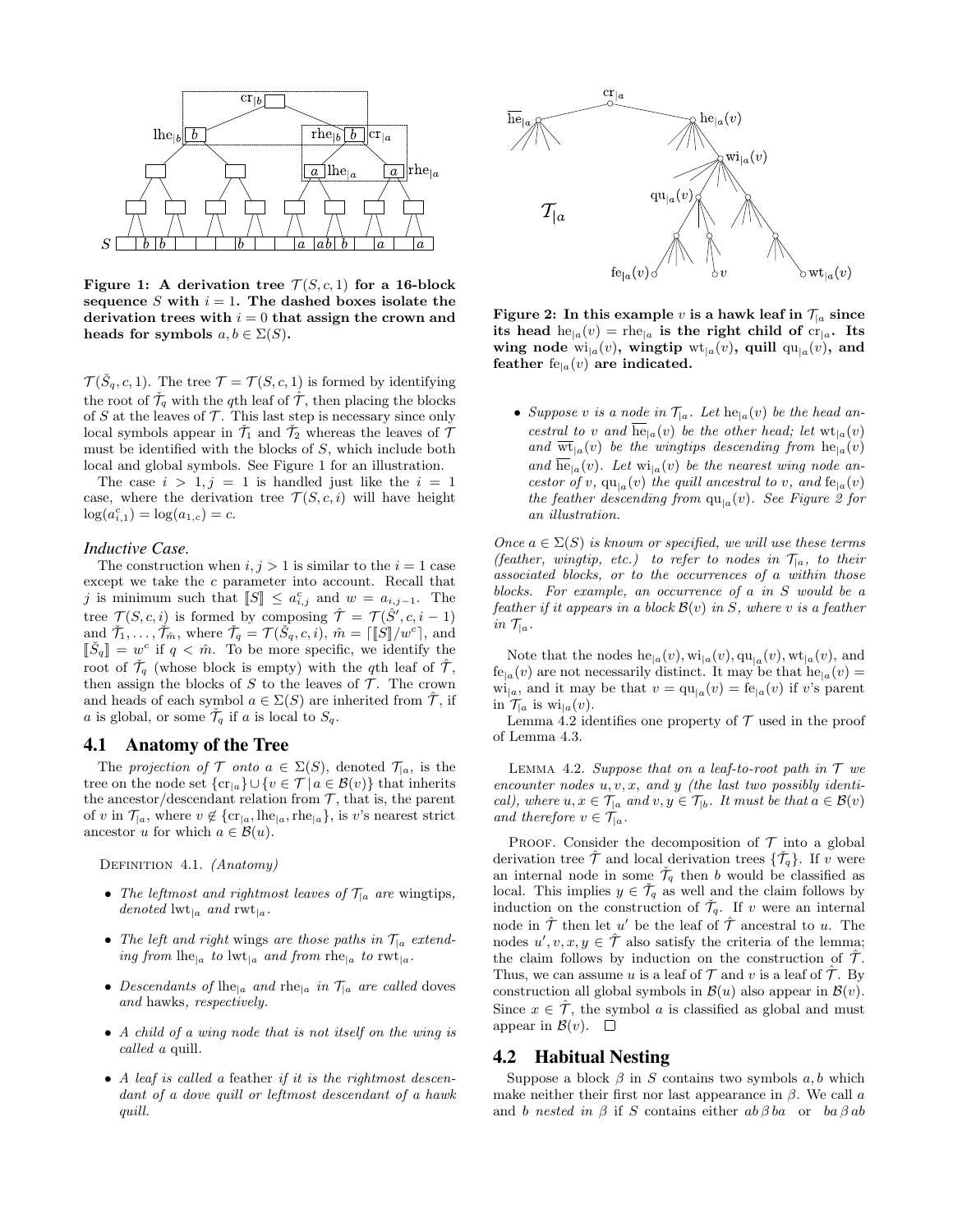**Figure 1: A derivation tree $\mathcal{T}(S,c,1)$ for a 16-block sequence $S$ with $i=1$. The dashed boxes isolate the derivation trees with $i=0$ that assign the crown and heads for symbols $a,b \in \Sigma(S)$.**

$\mathcal{T}(\check{S}_q,c,1)$. The tree $\mathcal{T} = \mathcal{T}(S,c,1)$ is formed by identifying the root of $\check{\mathcal{T}}_q$ with the $q$th leaf of $\hat{\mathcal{T}}$, then placing the blocks of $S$ at the leaves of $\mathcal{T}$. This last step is necessary since only local symbols appear in $\check{\mathcal{T}}_1$ and $\check{\mathcal{T}}_2$ whereas the leaves of $\mathcal{T}$ must be identified with the blocks of $S$, which include both local and global symbols. See Figure 1 for an illustration.

The case $i>1, j=1$ is handled just like the $i=1$ case, where the derivation tree $\mathcal{T}(S,c,i)$ will have height $\log(a_{i,1}^c) = \log(a_{1,c}) = c$.

### *Inductive Case.*

The construction when $i,j>1$ is similar to the $i=1$ case except we take the $c$ parameter into account. Recall that $j$ is minimum such that $[\![S]\!] \le a_{i,j}^c$ and $w = a_{i,j-1}$. The tree $\mathcal{T}(S,c,i)$ is formed by composing $\hat{\mathcal{T}} = \mathcal{T}(\hat{S}',c,i-1)$ and $\check{\mathcal{T}}_1,\ldots,\check{\mathcal{T}}_{\hat{m}}$, where $\check{\mathcal{T}}_q = \mathcal{T}(\check{S}_q,c,i)$, $\hat{m} = \lceil [\![S]\!]/w^c \rceil$, and $[\![\check{S}_q]\!] = w^c$ if $q<\hat{m}$. To be more specific, we identify the root of $\check{\mathcal{T}}_q$ (whose block is empty) with the $q$th leaf of $\hat{\mathcal{T}}$, then assign the blocks of $S$ to the leaves of $\mathcal{T}$. The crown and heads of each symbol $a \in \Sigma(S)$ are inherited from $\hat{\mathcal{T}}$, if $a$ is global, or some $\check{\mathcal{T}}_q$ if $a$ is local to $S_q$.

## 4.1 Anatomy of the Tree

The *projection of* $\mathcal{T}$ *onto* $a \in \Sigma(S)$, denoted $\mathcal{T}_{|a}$, is the tree on the node set $\{\mathrm{cr}_{|a}\} \cup \{v \in \mathcal{T} \mid a \in \mathcal{B}(v)\}$ that inherits the ancestor/descendant relation from $\mathcal{T}$, that is, the parent of $v$ in $\mathcal{T}_{|a}$, where $v \notin \{\mathrm{cr}_{|a}, \mathrm{lhe}_{|a}, \mathrm{rhe}_{|a}\}$, is $v$'s nearest strict ancestor $u$ for which $a \in \mathcal{B}(u)$.

Definition 4.1. *(Anatomy)*

- *The leftmost and rightmost leaves of $\mathcal{T}_{|a}$ are* wingtips*, denoted $\mathrm{lwt}_{|a}$ and $\mathrm{rwt}_{|a}$.*
- *The left and right* wings *are those paths in $\mathcal{T}_{|a}$ extending from $\mathrm{lhe}_{|a}$ to $\mathrm{lwt}_{|a}$ and from $\mathrm{rhe}_{|a}$ to $\mathrm{rwt}_{|a}$.*
- *Descendants of $\mathrm{lhe}_{|a}$ and $\mathrm{rhe}_{|a}$ in $\mathcal{T}_{|a}$ are called* doves *and* hawks*, respectively.*
- *A child of a wing node that is not itself on the wing is called a* quill*.*
- *A leaf is called a* feather *if it is the rightmost descendant of a dove quill or leftmost descendant of a hawk quill.*

**Figure 2: In this example $v$ is a hawk leaf in $\mathcal{T}_{|a}$ since its head $\mathrm{he}_{|a}(v) = \mathrm{rhe}_{|a}$ is the right child of $\mathrm{cr}_{|a}$. Its wing node $\mathrm{wi}_{|a}(v)$, wingtip $\mathrm{wt}_{|a}(v)$, quill $\mathrm{qu}_{|a}(v)$, and feather $\mathrm{fe}_{|a}(v)$ are indicated.**

- *Suppose $v$ is a node in $\mathcal{T}_{|a}$. Let $\mathrm{he}_{|a}(v)$ be the head ancestral to $v$ and $\overline{\mathrm{he}}_{|a}(v)$ be the other head; let $\mathrm{wt}_{|a}(v)$ and $\overline{\mathrm{wt}}_{|a}(v)$ be the wingtips descending from $\mathrm{he}_{|a}(v)$ and $\overline{\mathrm{he}}_{|a}(v)$. Let $\mathrm{wi}_{|a}(v)$ be the nearest wing node ancestor of $v$, $\mathrm{qu}_{|a}(v)$ the quill ancestral to $v$, and $\mathrm{fe}_{|a}(v)$ the feather descending from $\mathrm{qu}_{|a}(v)$. See Figure 2 for an illustration.*

*Once $a \in \Sigma(S)$ is known or specified, we will use these terms (feather, wingtip, etc.) to refer to nodes in $\mathcal{T}_{|a}$, to their associated blocks, or to the occurrences of $a$ within those blocks. For example, an occurrence of $a$ in $S$ would be a feather if it appears in a block $\mathcal{B}(v)$ in $S$, where $v$ is a feather in $\mathcal{T}_{|a}$.*

Note that the nodes $\mathrm{he}_{|a}(v), \mathrm{wi}_{|a}(v), \mathrm{qu}_{|a}(v), \mathrm{wt}_{|a}(v)$, and $\mathrm{fe}_{|a}(v)$ are not necessarily distinct. It may be that $\mathrm{he}_{|a}(v) = \mathrm{wi}_{|a}$, and it may be that $v = \mathrm{qu}_{|a}(v) = \mathrm{fe}_{|a}(v)$ if $v$'s parent in $\mathcal{T}_{|a}$ is $\mathrm{wi}_{|a}(v)$.

Lemma 4.2 identifies one property of $\mathcal{T}$ used in the proof of Lemma 4.3.

Lemma 4.2. *Suppose that on a leaf-to-root path in $\mathcal{T}$ we encounter nodes $u,v,x$, and $y$ (the last two possibly identical), where $u,x \in \mathcal{T}_{|a}$ and $v,y \in \mathcal{T}_{|b}$. It must be that $a \in \mathcal{B}(v)$ and therefore $v \in \mathcal{T}_{|a}$.*

Proof. Consider the decomposition of $\mathcal{T}$ into a global derivation tree $\hat{\mathcal{T}}$ and local derivation trees $\{\check{\mathcal{T}}_q\}$. If $v$ were an internal node in some $\check{\mathcal{T}}_q$ then $b$ would be classified as local. This implies $y \in \check{\mathcal{T}}_q$ as well and the claim follows by induction on the construction of $\check{\mathcal{T}}_q$. If $v$ were an internal node in $\hat{\mathcal{T}}$ then let $u'$ be the leaf of $\hat{\mathcal{T}}$ ancestral to $u$. The nodes $u',v,x,y \in \hat{\mathcal{T}}$ also satisfy the criteria of the lemma; the claim follows by induction on the construction of $\hat{\mathcal{T}}$. Thus, we can assume $u$ is a leaf of $\mathcal{T}$ and $v$ is a leaf of $\hat{\mathcal{T}}$. By construction all global symbols in $\mathcal{B}(u)$ also appear in $\mathcal{B}(v)$. Since $x \in \hat{\mathcal{T}}$, the symbol $a$ is classified as global and must appear in $\mathcal{B}(v)$. $\square$

## 4.2 Habitual Nesting

Suppose a block $\beta$ in $S$ contains two symbols $a,b$ which make neither their first nor last appearance in $\beta$. We call $a$ and $b$ *nested in* $\beta$ if $S$ contains either $ab\,\beta\,ba$ or $ba\,\beta\,ab$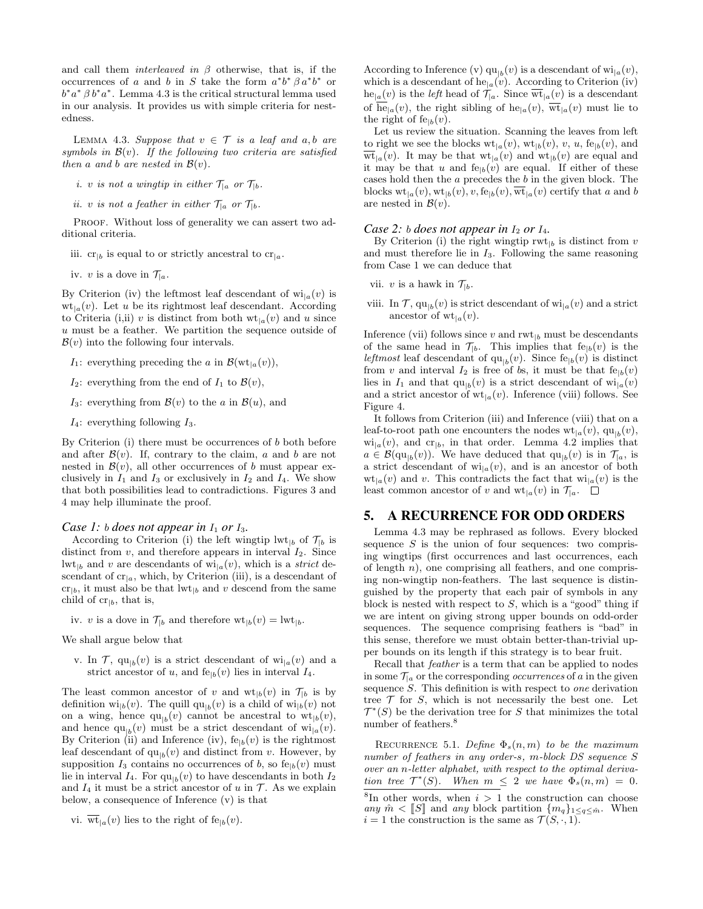and call them *interleaved in* $\beta$ otherwise, that is, if the occurrences of $a$ and $b$ in $S$ take the form $a^*b^*\,\beta\,a^*b^*$ or $b^*a^*\,\beta\,b^*a^*$. Lemma 4.3 is the critical structural lemma used in our analysis. It provides us with simple criteria for nestedness.

LEMMA 4.3. *Suppose that $v \in \mathcal{T}$ is a leaf and $a, b$ are symbols in $\mathcal{B}(v)$. If the following two criteria are satisfied then $a$ and $b$ are nested in $\mathcal{B}(v)$.*

*i. $v$ is not a wingtip in either $\mathcal{T}_{|a}$ or $\mathcal{T}_{|b}$.*

*ii. $v$ is not a feather in either $\mathcal{T}_{|a}$ or $\mathcal{T}_{|b}$.*

PROOF. Without loss of generality we can assert two additional criteria.

iii. $\mathrm{cr}_{|b}$ is equal to or strictly ancestral to $\mathrm{cr}_{|a}$.

iv. $v$ is a dove in $\mathcal{T}_{|a}$.

By Criterion (iv) the leftmost leaf descendant of $\mathrm{wi}_{|a}(v)$ is $\mathrm{wt}_{|a}(v)$. Let $u$ be its rightmost leaf descendant. According to Criteria (i,ii) $v$ is distinct from both $\mathrm{wt}_{|a}(v)$ and $u$ since $u$ must be a feather. We partition the sequence outside of $\mathcal{B}(v)$ into the following four intervals.

$I_1$: everything preceding the $a$ in $\mathcal{B}(\mathrm{wt}_{|a}(v))$,

$I_2$: everything from the end of $I_1$ to $\mathcal{B}(v)$,

$I_3$: everything from $\mathcal{B}(v)$ to the $a$ in $\mathcal{B}(u)$, and

$I_4$: everything following $I_3$.

By Criterion (i) there must be occurrences of $b$ both before and after $\mathcal{B}(v)$. If, contrary to the claim, $a$ and $b$ are not nested in $\mathcal{B}(v)$, all other occurrences of $b$ must appear exclusively in $I_1$ and $I_3$ or exclusively in $I_2$ and $I_4$. We show that both possibilities lead to contradictions. Figures 3 and 4 may help illuminate the proof.

### *Case 1: $b$ does not appear in $I_1$ or $I_3$.*

According to Criterion (i) the left wingtip $\mathrm{lwt}_{|b}$ of $\mathcal{T}_{|b}$ is distinct from $v$, and therefore appears in interval $I_2$. Since $\mathrm{lwt}_{|b}$ and $v$ are descendants of $\mathrm{wi}_{|a}(v)$, which is a *strict* descendant of $\mathrm{cr}_{|a}$, which, by Criterion (iii), is a descendant of $\mathrm{cr}_{|b}$, it must also be that $\mathrm{lwt}_{|b}$ and $v$ descend from the same child of $\mathrm{cr}_{|b}$, that is,

iv. $v$ is a dove in $\mathcal{T}_{|b}$ and therefore $\mathrm{wt}_{|b}(v) = \mathrm{lwt}_{|b}$.

We shall argue below that

v. In $\mathcal{T}$, $\mathrm{qu}_{|b}(v)$ is a strict descendant of $\mathrm{wi}_{|a}(v)$ and a strict ancestor of $u$, and $\mathrm{fe}_{|b}(v)$ lies in interval $I_4$.

The least common ancestor of $v$ and $\mathrm{wt}_{|b}(v)$ in $\mathcal{T}_{|b}$ is by definition $\mathrm{wi}_{|b}(v)$. The quill $\mathrm{qu}_{|b}(v)$ is a child of $\mathrm{wi}_{|b}(v)$ not on a wing, hence $\mathrm{qu}_{|b}(v)$ cannot be ancestral to $\mathrm{wt}_{|b}(v)$, and hence $\mathrm{qu}_{|b}(v)$ must be a strict descendant of $\mathrm{wi}_{|a}(v)$. By Criterion (ii) and Inference (iv), $\mathrm{fe}_{|b}(v)$ is the rightmost leaf descendant of $\mathrm{qu}_{|b}(v)$ and distinct from $v$. However, by supposition $I_3$ contains no occurrences of $b$, so $\mathrm{fe}_{|b}(v)$ must lie in interval $I_4$. For $\mathrm{qu}_{|b}(v)$ to have descendants in both $I_2$ and $I_4$ it must be a strict ancestor of $u$ in $\mathcal{T}$. As we explain below, a consequence of Inference (v) is that

vi. $\overline{\mathrm{wt}}_{|a}(v)$ lies to the right of $\mathrm{fe}_{|b}(v)$.

According to Inference (v) $\mathrm{qu}_{|b}(v)$ is a descendant of $\mathrm{wi}_{|a}(v)$, which is a descendant of $\mathrm{he}_{|a}(v)$. According to Criterion (iv) $\mathrm{he}_{|a}(v)$ is the *left* head of $\mathcal{T}_{|a}$. Since $\overline{\mathrm{wt}}_{|a}(v)$ is a descendant of $\overline{\mathrm{he}}_{|a}(v)$, the right sibling of $\mathrm{he}_{|a}(v)$, $\overline{\mathrm{wt}}_{|a}(v)$ must lie to the right of $\mathrm{fe}_{|b}(v)$.

Let us review the situation. Scanning the leaves from left to right we see the blocks $\mathrm{wt}_{|a}(v)$, $\mathrm{wt}_{|b}(v)$, $v$, $u$, $\mathrm{fe}_{|b}(v)$, and $\overline{\mathrm{wt}}_{|a}(v)$. It may be that $\mathrm{wt}_{|a}(v)$ and $\mathrm{wt}_{|b}(v)$ are equal and it may be that $u$ and $\mathrm{fe}_{|b}(v)$ are equal. If either of these cases hold then the $a$ precedes the $b$ in the given block. The blocks $\mathrm{wt}_{|a}(v), \mathrm{wt}_{|b}(v), v, \mathrm{fe}_{|b}(v), \overline{\mathrm{wt}}_{|a}(v)$ certify that $a$ and $b$ are nested in $\mathcal{B}(v)$.

### *Case 2: $b$ does not appear in $I_2$ or $I_4$.*

By Criterion (i) the right wingtip $\mathrm{rwt}_{|b}$ is distinct from $v$ and must therefore lie in $I_3$. Following the same reasoning from Case 1 we can deduce that

vii. $v$ is a hawk in $\mathcal{T}_{|b}$.

viii. In $\mathcal{T}$, $\mathrm{qu}_{|b}(v)$ is strict descendant of $\mathrm{wi}_{|a}(v)$ and a strict ancestor of $\mathrm{wt}_{|a}(v)$.

Inference (vii) follows since $v$ and $\mathrm{rwt}_{|b}$ must be descendants of the same head in $\mathcal{T}_{|b}$. This implies that $\mathrm{fe}_{|b}(v)$ is the *leftmost* leaf descendant of $\mathrm{qu}_{|b}(v)$. Since $\mathrm{fe}_{|b}(v)$ is distinct from $v$ and interval $I_2$ is free of $b$s, it must be that $\mathrm{fe}_{|b}(v)$ lies in $I_1$ and that $\mathrm{qu}_{|b}(v)$ is a strict descendant of $\mathrm{wi}_{|a}(v)$ and a strict ancestor of $\mathrm{wt}_{|a}(v)$. Inference (viii) follows. See Figure 4.

It follows from Criterion (iii) and Inference (viii) that on a leaf-to-root path one encounters the nodes $\mathrm{wt}_{|a}(v)$, $\mathrm{qu}_{|b}(v)$, $\mathrm{wi}_{|a}(v)$, and $\mathrm{cr}_{|b}$, in that order. Lemma 4.2 implies that $a \in \mathcal{B}(\mathrm{qu}_{|b}(v))$. We have deduced that $\mathrm{qu}_{|b}(v)$ is in $\mathcal{T}_{|a}$, is a strict descendant of $\mathrm{wi}_{|a}(v)$, and is an ancestor of both $\mathrm{wt}_{|a}(v)$ and $v$. This contradicts the fact that $\mathrm{wi}_{|a}(v)$ is the least common ancestor of $v$ and $\mathrm{wt}_{|a}(v)$ in $\mathcal{T}_{|a}$. $\square$

## 5. A RECURRENCE FOR ODD ORDERS

Lemma 4.3 may be rephrased as follows. Every blocked sequence $S$ is the union of four sequences: two comprising wingtips (first occurrences and last occurrences, each of length $n$), one comprising all feathers, and one comprising non-wingtip non-feathers. The last sequence is distinguished by the property that each pair of symbols in any block is nested with respect to $S$, which is a "good" thing if we are intent on giving strong upper bounds on odd-order sequences. The sequence comprising feathers is "bad" in this sense, therefore we must obtain better-than-trivial upper bounds on its length if this strategy is to bear fruit.

Recall that *feather* is a term that can be applied to nodes in some $\mathcal{T}_{|a}$ or the corresponding *occurrences* of $a$ in the given sequence $S$. This definition is with respect to *one* derivation tree $\mathcal{T}$ for $S$, which is not necessarily the best one. Let $\mathcal{T}^*(S)$ be the derivation tree for $S$ that minimizes the total number of feathers.[8]

RECURRENCE 5.1. *Define $\Phi_s(n, m)$ to be the maximum number of feathers in any order-$s$, $m$-block DS sequence $S$ over an $n$-letter alphabet, with respect to the optimal derivation tree $\mathcal{T}^*(S)$. When $m \le 2$ we have $\Phi_s(n, m) = 0$.*

[8]In other words, when $i > 1$ the construction can choose *any* $\hat{m} < [\![S]\!]$ and *any* block partition $\{m_q\}_{1 \le q \le \hat{m}}$. When $i = 1$ the construction is the same as $\mathcal{T}(S, \cdot, 1)$.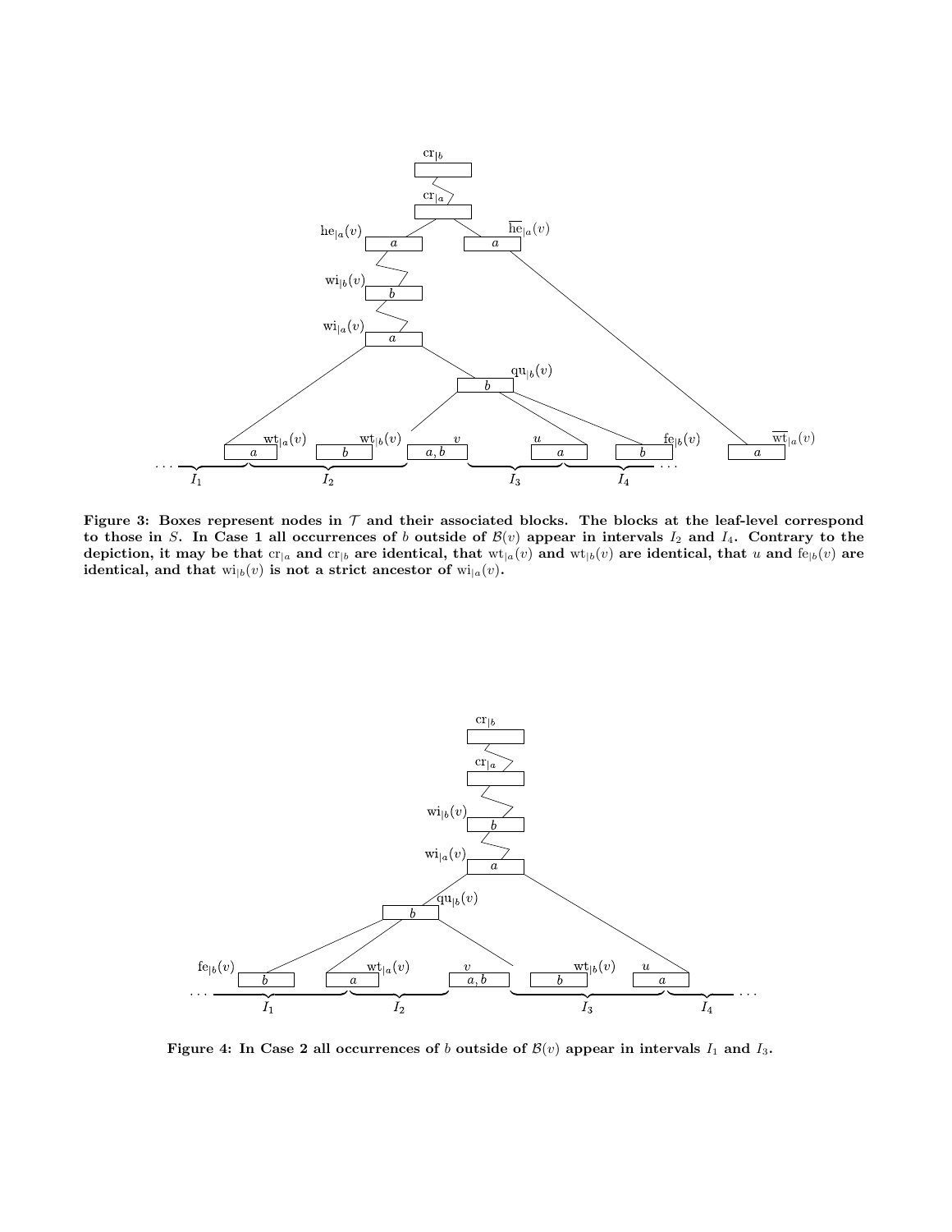**Figure 3: Boxes represent nodes in $\mathcal{T}$ and their associated blocks. The blocks at the leaf-level correspond to those in $S$. In Case 1 all occurrences of $b$ outside of $\mathcal{B}(v)$ appear in intervals $I_2$ and $I_4$. Contrary to the depiction, it may be that $\mathrm{cr}_{|a}$ and $\mathrm{cr}_{|b}$ are identical, that $\mathrm{wt}_{|a}(v)$ and $\mathrm{wt}_{|b}(v)$ are identical, that $u$ and $\mathrm{fe}_{|b}(v)$ are identical, and that $\mathrm{wi}_{|b}(v)$ is not a strict ancestor of $\mathrm{wi}_{|a}(v)$.**

**Figure 4: In Case 2 all occurrences of $b$ outside of $\mathcal{B}(v)$ appear in intervals $I_1$ and $I_3$.**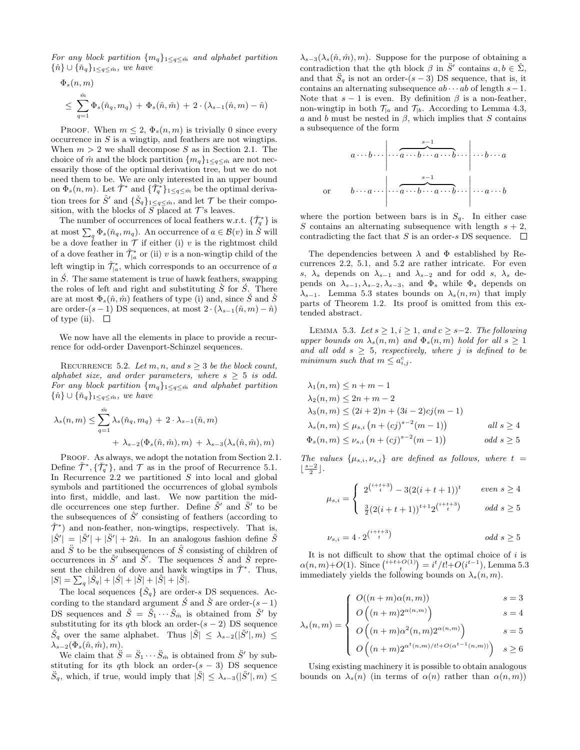*For any block partition* $\{m_q\}_{1\le q\le \hat{m}}$ *and alphabet partition* $\{\hat{n}\} \cup \{\check{n}_q\}_{1\le q\le \hat{m}}$*, we have*

$$\Phi_s(n,m) \le \sum_{q=1}^{\hat{m}} \Phi_s(\check{n}_q, m_q) \;+\; \Phi_s(\hat{n},\hat{m}) \;+\; 2\cdot(\lambda_{s-1}(\hat{n},m) - \hat{n})$$

Proof. When $m \le 2$, $\Phi_s(n,m)$ is trivially 0 since every occurrence in $S$ is a wingtip, and feathers are not wingtips. When $m > 2$ we shall decompose $S$ as in Section 2.1. The choice of $\hat{m}$ and the block partition $\{m_q\}_{1\le q\le\hat{m}}$ are not necessarily those of the optimal derivation tree, but we do not need them to be. We are only interested in an upper bound on $\Phi_s(n,m)$. Let $\hat{\mathcal{T}}^*$ and $\{\check{\mathcal{T}}_q^*\}_{1\le q\le\hat{m}}$ be the optimal derivation trees for $\hat{S}'$ and $\{\check{S}_q\}_{1\le q\le \hat{m}}$, and let $\mathcal{T}$ be their composition, with the blocks of $S$ placed at $\mathcal{T}$'s leaves.

The number of occurrences of local feathers w.r.t. $\{\check{\mathcal{T}}_q^*\}$ is at most $\sum_q \Phi_s(\check{n}_q, m_q)$. An occurrence of $a \in \mathcal{B}(v)$ in $\acute{S}$ will be a dove feather in $\mathcal{T}$ if either (i) $v$ is the rightmost child of a dove feather in $\hat{\mathcal{T}}^*_{|a}$ or (ii) $v$ is a non-wingtip child of the left wingtip in $\hat{\mathcal{T}}^*_{|a}$, which corresponds to an occurrence of $a$ in $\acute{S}$. The same statement is true of hawk feathers, swapping the roles of left and right and substituting $\grave{S}$ for $\acute{S}$. There are at most $\Phi_s(\hat{n},\hat{m})$ feathers of type (i) and, since $\acute{S}$ and $\grave{S}$ are order-$(s-1)$ DS sequences, at most $2\cdot(\lambda_{s-1}(\hat{n},m) - \hat{n})$ of type (ii). □

We now have all the elements in place to provide a recurrence for odd-order Davenport-Schinzel sequences.

Recurrence 5.2. *Let $m, n$, and $s \ge 3$ be the block count, alphabet size, and order parameters, where $s \ge 5$ is odd. For any block partition $\{m_q\}_{1\le q\le\hat{m}}$ and alphabet partition $\{\hat{n}\}\cup\{\check{n}_q\}_{1\le q\le\hat{m}}$, we have*

$$\lambda_s(n,m) \le \sum_{q=1}^{\hat{m}} \lambda_s(\check{n}_q, m_q) \;+\; 2\cdot\lambda_{s-1}(\hat{n},m) \;+\; \lambda_{s-2}(\Phi_s(\hat{n},\hat{m}),m) \;+\; \lambda_{s-3}(\lambda_s(\hat{n},\hat{m}),m)$$

Proof. As always, we adopt the notation from Section 2.1. Define $\hat{\mathcal{T}}^*, \{\check{\mathcal{T}}_q^*\}$, and $\mathcal{T}$ as in the proof of Recurrence 5.1. In Recurrence 2.2 we partitioned $S$ into local and global symbols and partitioned the occurrences of global symbols into first, middle, and last. We now partition the middle occurrences one step further. Define $\tilde{S}'$ and $\ddot{S}'$ to be the subsequences of $\hat{S}'$ consisting of feathers (according to $\hat{\mathcal{T}}^*$) and non-feather, non-wingtips, respectively. That is, $|\hat{S}'| = |\tilde{S}'| + |\ddot{S}'| + 2\hat{n}$. In an analogous fashion define $\tilde{S}$ and $\ddot{S}$ to be the subsequences of $\hat{S}$ consisting of children of occurrences in $\tilde{S}'$ and $\ddot{S}'$. The sequences $\acute{S}$ and $\grave{S}$ represent the children of dove and hawk wingtips in $\hat{\mathcal{T}}^*$. Thus, $|S| = \sum_q |\check{S}_q| + |\acute{S}| + |\grave{S}| + |\tilde{S}| + |\ddot{S}|$.

The local sequences $\{\check{S}_q\}$ are order-$s$ DS sequences. According to the standard argument $\acute{S}$ and $\grave{S}$ are order-$(s-1)$ DS sequences and $\tilde{S} = \tilde{S}_1\cdots\tilde{S}_{\hat{m}}$ is obtained from $\tilde{S}'$ by substituting for its $q$th block an order-$(s-2)$ DS sequence $\tilde{S}_q$ over the same alphabet. Thus $|\tilde{S}| \le \lambda_{s-2}(|\tilde{S}'|,m) \le \lambda_{s-2}(\Phi_s(\hat{n},\hat{m}),m)$.

We claim that $\ddot{S} = \ddot{S}_1\cdots\ddot{S}_{\hat{m}}$ is obtained from $\ddot{S}'$ by substituting for its $q$th block an order-$(s-3)$ DS sequence $\ddot{S}_q$, which, if true, would imply that $|\ddot{S}| \le \lambda_{s-3}(|\ddot{S}'|,m) \le \lambda_{s-3}(\lambda_s(\hat{n},\hat{m}),m)$. Suppose for the purpose of obtaining a contradiction that the $q$th block $\beta$ in $\ddot{S}'$ contains $a, b \in \hat{\Sigma}$, and that $\ddot{S}_q$ is not an order-$(s-3)$ DS sequence, that is, it contains an alternating subsequence $ab\cdots ab$ of length $s-1$. Note that $s-1$ is even. By definition $\beta$ is a non-feather, non-wingtip in both $\mathcal{T}_{|a}$ and $\mathcal{T}_{|b}$. According to Lemma 4.3, $a$ and $b$ must be nested in $\beta$, which implies that $S$ contains a subsequence of the form

$$a\cdots b\cdots \Big|\cdots \overbrace{a\cdots b\cdots a\cdots b}^{s-1}\cdots\Big|\cdots b\cdots a$$

$$\text{or}\qquad b\cdots a\cdots \Big|\cdots \overbrace{a\cdots b\cdots a\cdots b}^{s-1}\cdots\Big|\cdots a\cdots b$$

where the portion between bars is in $S_q$. In either case $S$ contains an alternating subsequence with length $s+2$, contradicting the fact that $S$ is an order-$s$ DS sequence. □

The dependencies between $\lambda$ and $\Phi$ established by Recurrences 2.2, 5.1, and 5.2 are rather intricate. For even $s$, $\lambda_s$ depends on $\lambda_{s-1}$ and $\lambda_{s-2}$ and for odd $s$, $\lambda_s$ depends on $\lambda_{s-1}, \lambda_{s-2}, \lambda_{s-3}$, and $\Phi_s$ while $\Phi_s$ depends on $\lambda_{s-1}$. Lemma 5.3 states bounds on $\lambda_s(n,m)$ that imply parts of Theorem 1.2. Its proof is omitted from this extended abstract.

Lemma 5.3. *Let $s \ge 1, i \ge 1$, and $c \ge s-2$. The following upper bounds on $\lambda_s(n,m)$ and $\Phi_s(n,m)$ hold for all $s \ge 1$ and all odd $s \ge 5$, respectively, where $j$ is defined to be minimum such that $m \le a^c_{i,j}$.*

$$\begin{aligned}
\lambda_1(n,m) &\le n + m - 1 \\
\lambda_2(n,m) &\le 2n + m - 2 \\
\lambda_3(n,m) &\le (2i+2)n + (3i-2)cj(m-1) \\
\lambda_s(n,m) &\le \mu_{s,i}\left(n + (cj)^{s-2}(m-1)\right) && \text{all } s \ge 4 \\
\Phi_s(n,m) &\le \nu_{s,i}\left(n + (cj)^{s-2}(m-1)\right) && \text{odd } s \ge 5
\end{aligned}$$

*The values $\{\mu_{s,i}, \nu_{s,i}\}$ are defined as follows, where $t = \lfloor\frac{s-2}{2}\rfloor$.*

$$\mu_{s,i} = \begin{cases} 2^{\binom{i+t+3}{t}} - 3(2(i+t+1))^t & \text{even } s \ge 4 \\[2mm] \frac{3}{2}(2(i+t+1))^{t+1}2^{\binom{i+t+3}{t}} & \text{odd } s \ge 5 \end{cases}$$

$$\nu_{s,i} = 4\cdot 2^{\binom{i+t+3}{t}} \qquad\qquad \text{odd } s \ge 5$$

It is not difficult to show that the optimal choice of $i$ is $\alpha(n,m) + O(1)$. Since $\binom{i+t+O(1)}{t} = i^t/t! + O(i^{t-1})$, Lemma 5.3 immediately yields the following bounds on $\lambda_s(n,m)$.

$$\lambda_s(n,m) = \begin{cases} O((n+m)\alpha(n,m)) & s = 3 \\[1mm] O\left((n+m)2^{\alpha(n,m)}\right) & s = 4 \\[1mm] O\left((n+m)\alpha^2(n,m)2^{\alpha(n,m)}\right) & s = 5 \\[1mm] O\left((n+m)2^{\alpha^t(n,m)/t! + O(\alpha^{t-1}(n,m))}\right) & s \ge 6 \end{cases}$$

Using existing machinery it is possible to obtain analogous bounds on $\lambda_s(n)$ (in terms of $\alpha(n)$ rather than $\alpha(n,m)$)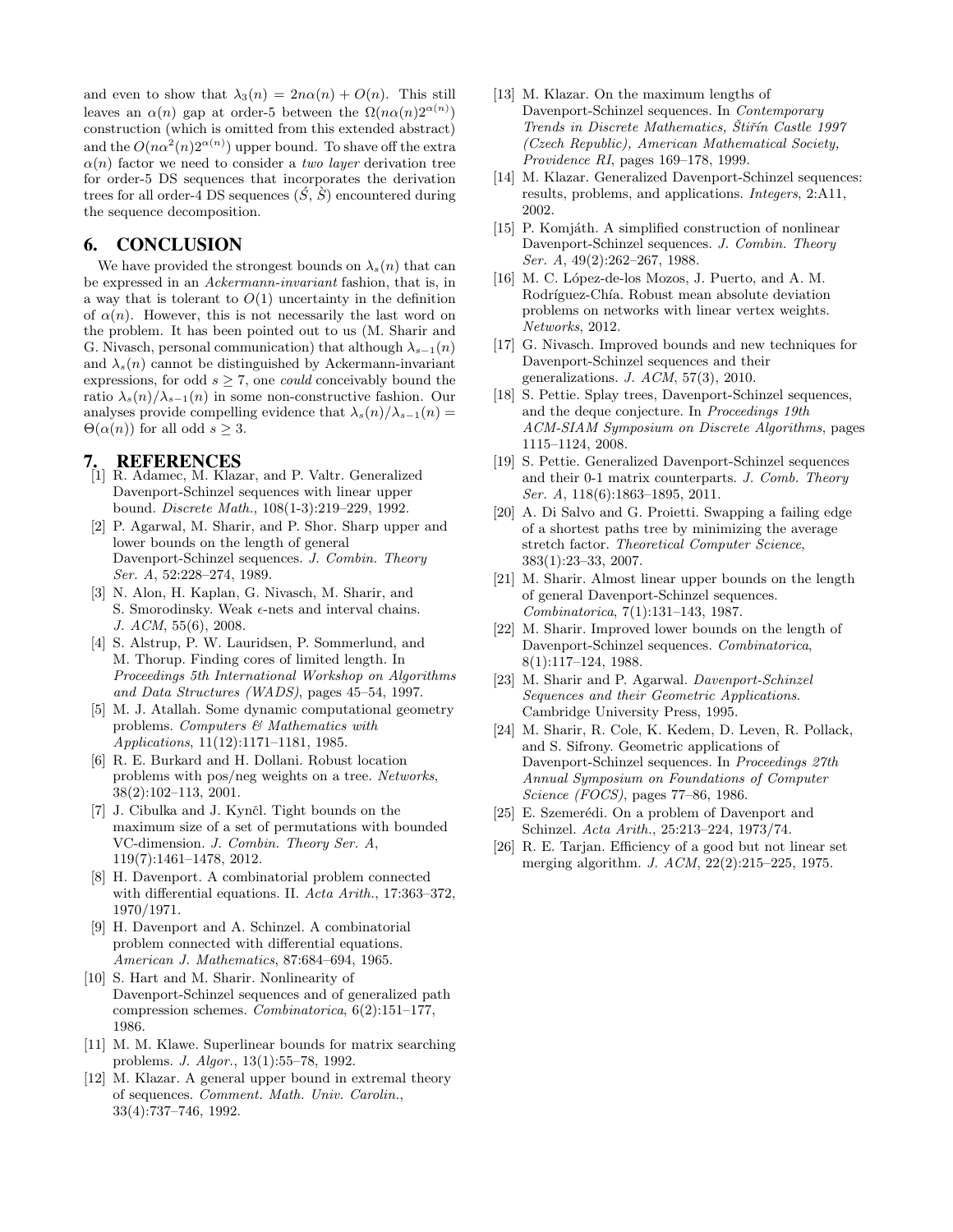and even to show that $\lambda_3(n) = 2n\alpha(n) + O(n)$. This still leaves an $\alpha(n)$ gap at order-5 between the $\Omega(n\alpha(n)2^{\alpha(n)})$ construction (which is omitted from this extended abstract) and the $O(n\alpha^2(n)2^{\alpha(n)})$ upper bound. To shave off the extra $\alpha(n)$ factor we need to consider a *two layer* derivation tree for order-5 DS sequences that incorporates the derivation trees for all order-4 DS sequences ($\acute{S}$, $\grave{S}$) encountered during the sequence decomposition.

## 6. CONCLUSION

We have provided the strongest bounds on $\lambda_s(n)$ that can be expressed in an *Ackermann-invariant* fashion, that is, in a way that is tolerant to $O(1)$ uncertainty in the definition of $\alpha(n)$. However, this is not necessarily the last word on the problem. It has been pointed out to us (M. Sharir and G. Nivasch, personal communication) that although $\lambda_{s-1}(n)$ and $\lambda_s(n)$ cannot be distinguished by Ackermann-invariant expressions, for odd $s \geq 7$, one *could* conceivably bound the ratio $\lambda_s(n)/\lambda_{s-1}(n)$ in some non-constructive fashion. Our analyses provide compelling evidence that $\lambda_s(n)/\lambda_{s-1}(n) = \Theta(\alpha(n))$ for all odd $s \geq 3$.

## 7. REFERENCES

[1] R. Adamec, M. Klazar, and P. Valtr. Generalized Davenport-Schinzel sequences with linear upper bound. *Discrete Math.*, 108(1-3):219–229, 1992.

[2] P. Agarwal, M. Sharir, and P. Shor. Sharp upper and lower bounds on the length of general Davenport-Schinzel sequences. *J. Combin. Theory Ser. A*, 52:228–274, 1989.

[3] N. Alon, H. Kaplan, G. Nivasch, M. Sharir, and S. Smorodinsky. Weak $\epsilon$-nets and interval chains. *J. ACM*, 55(6), 2008.

[4] S. Alstrup, P. W. Lauridsen, P. Sommerlund, and M. Thorup. Finding cores of limited length. In *Proceedings 5th International Workshop on Algorithms and Data Structures (WADS)*, pages 45–54, 1997.

[5] M. J. Atallah. Some dynamic computational geometry problems. *Computers & Mathematics with Applications*, 11(12):1171–1181, 1985.

[6] R. E. Burkard and H. Dollani. Robust location problems with pos/neg weights on a tree. *Networks*, 38(2):102–113, 2001.

[7] J. Cibulka and J. Kynčl. Tight bounds on the maximum size of a set of permutations with bounded VC-dimension. *J. Combin. Theory Ser. A*, 119(7):1461–1478, 2012.

[8] H. Davenport. A combinatorial problem connected with differential equations. II. *Acta Arith.*, 17:363–372, 1970/1971.

[9] H. Davenport and A. Schinzel. A combinatorial problem connected with differential equations. *American J. Mathematics*, 87:684–694, 1965.

[10] S. Hart and M. Sharir. Nonlinearity of Davenport-Schinzel sequences and of generalized path compression schemes. *Combinatorica*, 6(2):151–177, 1986.

[11] M. M. Klawe. Superlinear bounds for matrix searching problems. *J. Algor.*, 13(1):55–78, 1992.

[12] M. Klazar. A general upper bound in extremal theory of sequences. *Comment. Math. Univ. Carolin.*, 33(4):737–746, 1992.

[13] M. Klazar. On the maximum lengths of Davenport-Schinzel sequences. In *Contemporary Trends in Discrete Mathematics, Štiřín Castle 1997 (Czech Republic), American Mathematical Society, Providence RI*, pages 169–178, 1999.

[14] M. Klazar. Generalized Davenport-Schinzel sequences: results, problems, and applications. *Integers*, 2:A11, 2002.

[15] P. Komjáth. A simplified construction of nonlinear Davenport-Schinzel sequences. *J. Combin. Theory Ser. A*, 49(2):262–267, 1988.

[16] M. C. López-de-los Mozos, J. Puerto, and A. M. Rodríguez-Chía. Robust mean absolute deviation problems on networks with linear vertex weights. *Networks*, 2012.

[17] G. Nivasch. Improved bounds and new techniques for Davenport-Schinzel sequences and their generalizations. *J. ACM*, 57(3), 2010.

[18] S. Pettie. Splay trees, Davenport-Schinzel sequences, and the deque conjecture. In *Proceedings 19th ACM-SIAM Symposium on Discrete Algorithms*, pages 1115–1124, 2008.

[19] S. Pettie. Generalized Davenport-Schinzel sequences and their 0-1 matrix counterparts. *J. Comb. Theory Ser. A*, 118(6):1863–1895, 2011.

[20] A. Di Salvo and G. Proietti. Swapping a failing edge of a shortest paths tree by minimizing the average stretch factor. *Theoretical Computer Science*, 383(1):23–33, 2007.

[21] M. Sharir. Almost linear upper bounds on the length of general Davenport-Schinzel sequences. *Combinatorica*, 7(1):131–143, 1987.

[22] M. Sharir. Improved lower bounds on the length of Davenport-Schinzel sequences. *Combinatorica*, 8(1):117–124, 1988.

[23] M. Sharir and P. Agarwal. *Davenport-Schinzel Sequences and their Geometric Applications*. Cambridge University Press, 1995.

[24] M. Sharir, R. Cole, K. Kedem, D. Leven, R. Pollack, and S. Sifrony. Geometric applications of Davenport-Schinzel sequences. In *Proceedings 27th Annual Symposium on Foundations of Computer Science (FOCS)*, pages 77–86, 1986.

[25] E. Szemerédi. On a problem of Davenport and Schinzel. *Acta Arith.*, 25:213–224, 1973/74.

[26] R. E. Tarjan. Efficiency of a good but not linear set merging algorithm. *J. ACM*, 22(2):215–225, 1975.